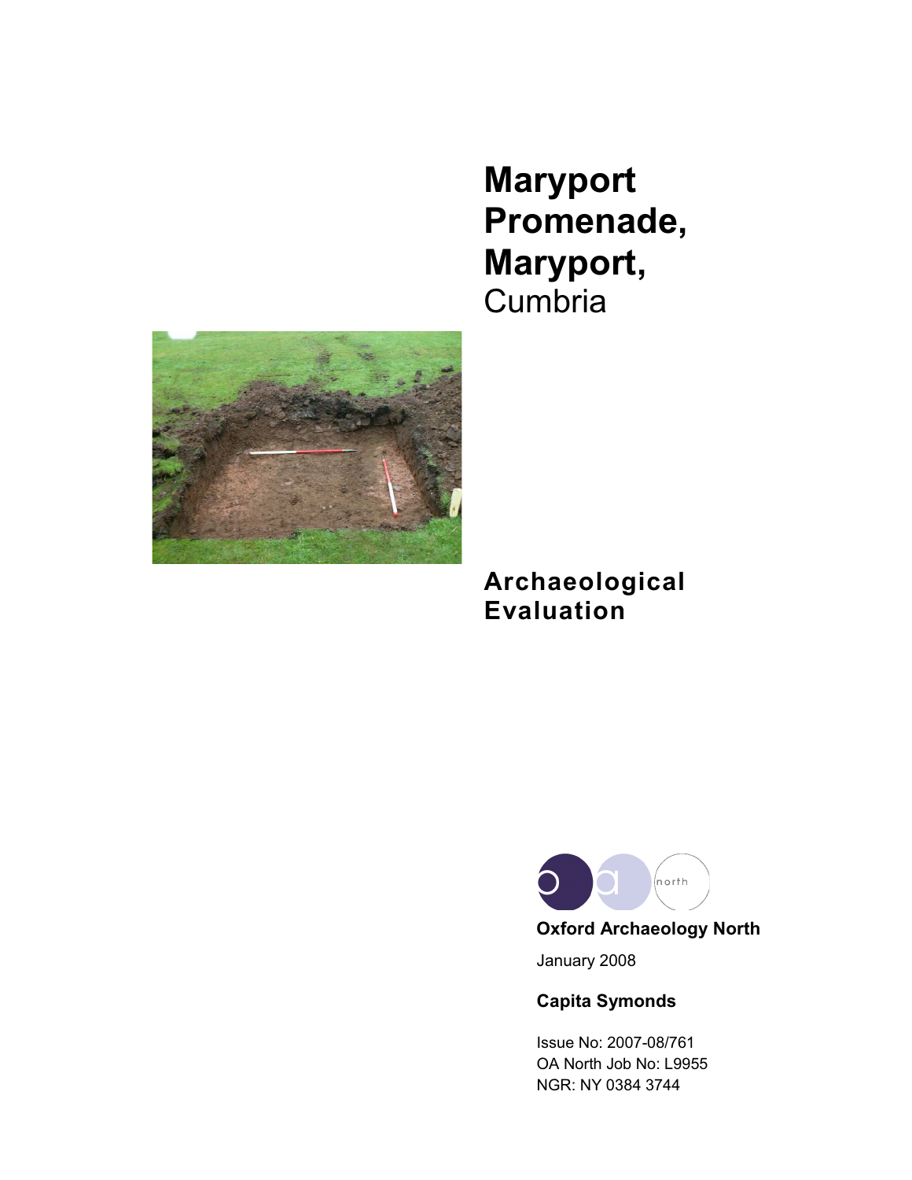# Maryport Promenade, Maryport, Cumbria

## Archaeological Evaluation

Oxford Archaeology North

January 2008

**Capita Symonds**

Issue No: 2007-08/761
OA North Job No: L9955
NGR: NY 0384 3744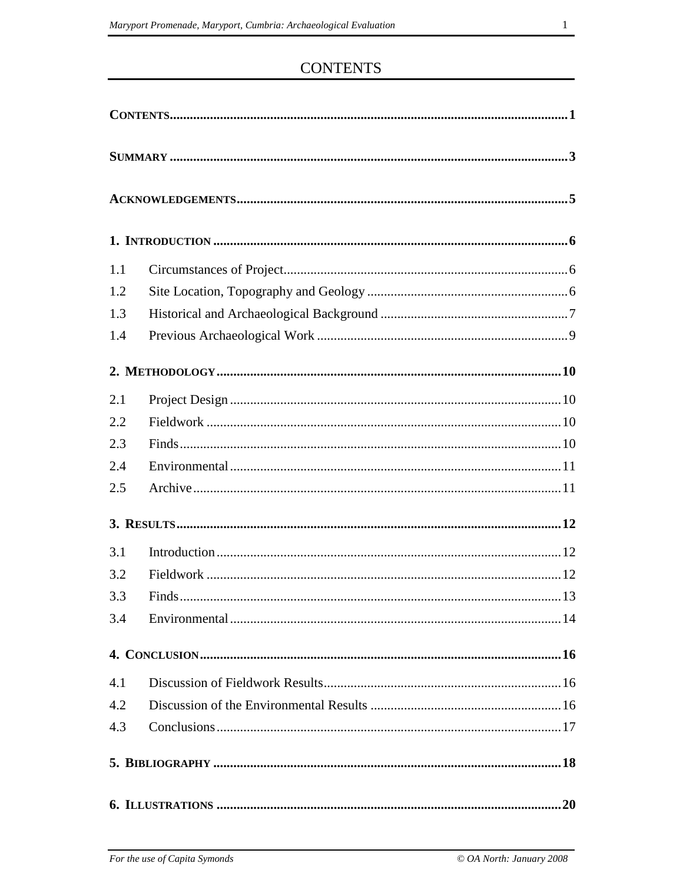# CONTENTS

**CONTENTS** ..... **1**

**SUMMARY** ..... **3**

**ACKNOWLEDGEMENTS** ..... **5**

**1. INTRODUCTION** ..... **6**

1.1 Circumstances of Project ..... 6
1.2 Site Location, Topography and Geology ..... 6
1.3 Historical and Archaeological Background ..... 7
1.4 Previous Archaeological Work ..... 9

**2. METHODOLOGY** ..... **10**

2.1 Project Design ..... 10
2.2 Fieldwork ..... 10
2.3 Finds ..... 10
2.4 Environmental ..... 11
2.5 Archive ..... 11

**3. RESULTS** ..... **12**

3.1 Introduction ..... 12
3.2 Fieldwork ..... 12
3.3 Finds ..... 13
3.4 Environmental ..... 14

**4. CONCLUSION** ..... **16**

4.1 Discussion of Fieldwork Results ..... 16
4.2 Discussion of the Environmental Results ..... 16
4.3 Conclusions ..... 17

**5. BIBLIOGRAPHY** ..... **18**

**6. ILLUSTRATIONS** ..... **20**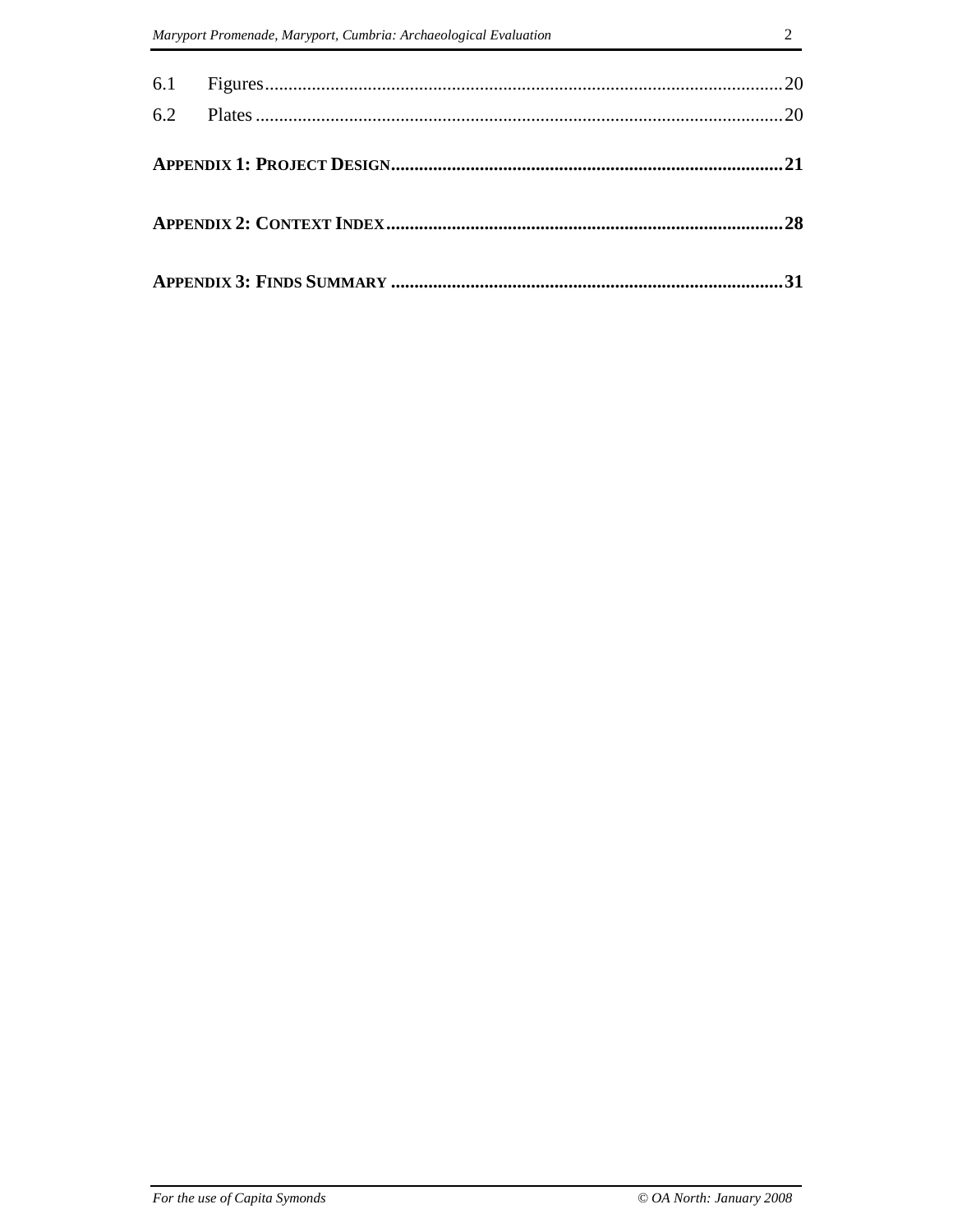6.1 Figures .......... 20
6.2 Plates .......... 20

**APPENDIX 1: PROJECT DESIGN .......... 21**

**APPENDIX 2: CONTEXT INDEX .......... 28**

**APPENDIX 3: FINDS SUMMARY .......... 31**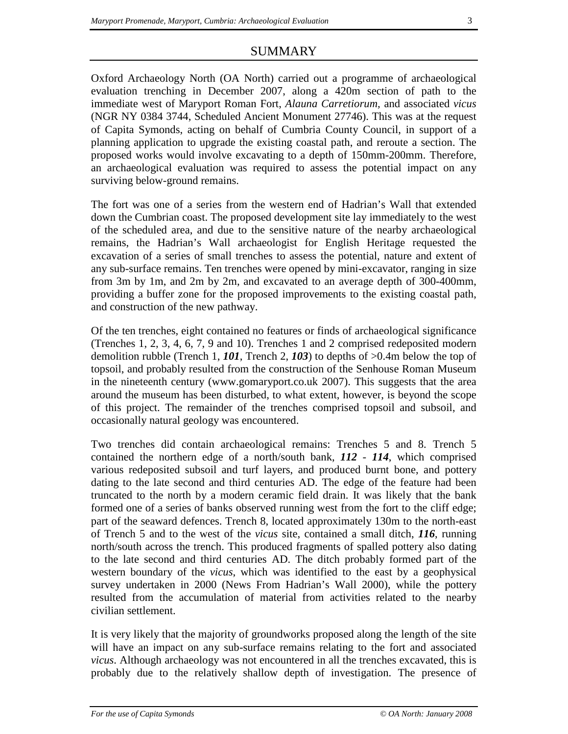# SUMMARY

Oxford Archaeology North (OA North) carried out a programme of archaeological evaluation trenching in December 2007, along a 420m section of path to the immediate west of Maryport Roman Fort, *Alauna Carretiorum,* and associated *vicus* (NGR NY 0384 3744, Scheduled Ancient Monument 27746). This was at the request of Capita Symonds, acting on behalf of Cumbria County Council, in support of a planning application to upgrade the existing coastal path, and reroute a section. The proposed works would involve excavating to a depth of 150mm-200mm. Therefore, an archaeological evaluation was required to assess the potential impact on any surviving below-ground remains.

The fort was one of a series from the western end of Hadrian's Wall that extended down the Cumbrian coast. The proposed development site lay immediately to the west of the scheduled area, and due to the sensitive nature of the nearby archaeological remains, the Hadrian's Wall archaeologist for English Heritage requested the excavation of a series of small trenches to assess the potential, nature and extent of any sub-surface remains. Ten trenches were opened by mini-excavator, ranging in size from 3m by 1m, and 2m by 2m, and excavated to an average depth of 300-400mm, providing a buffer zone for the proposed improvements to the existing coastal path, and construction of the new pathway.

Of the ten trenches, eight contained no features or finds of archaeological significance (Trenches 1, 2, 3, 4, 6, 7, 9 and 10). Trenches 1 and 2 comprised redeposited modern demolition rubble (Trench 1, ***101***, Trench 2, ***103***) to depths of >0.4m below the top of topsoil, and probably resulted from the construction of the Senhouse Roman Museum in the nineteenth century (www.gomaryport.co.uk 2007). This suggests that the area around the museum has been disturbed, to what extent, however, is beyond the scope of this project. The remainder of the trenches comprised topsoil and subsoil, and occasionally natural geology was encountered.

Two trenches did contain archaeological remains: Trenches 5 and 8. Trench 5 contained the northern edge of a north/south bank, ***112*** - ***114***, which comprised various redeposited subsoil and turf layers, and produced burnt bone, and pottery dating to the late second and third centuries AD. The edge of the feature had been truncated to the north by a modern ceramic field drain. It was likely that the bank formed one of a series of banks observed running west from the fort to the cliff edge; part of the seaward defences. Trench 8, located approximately 130m to the north-east of Trench 5 and to the west of the *vicus* site, contained a small ditch, ***116***, running north/south across the trench. This produced fragments of spalled pottery also dating to the late second and third centuries AD. The ditch probably formed part of the western boundary of the *vicus*, which was identified to the east by a geophysical survey undertaken in 2000 (News From Hadrian's Wall 2000), while the pottery resulted from the accumulation of material from activities related to the nearby civilian settlement.

It is very likely that the majority of groundworks proposed along the length of the site will have an impact on any sub-surface remains relating to the fort and associated *vicus*. Although archaeology was not encountered in all the trenches excavated, this is probably due to the relatively shallow depth of investigation. The presence of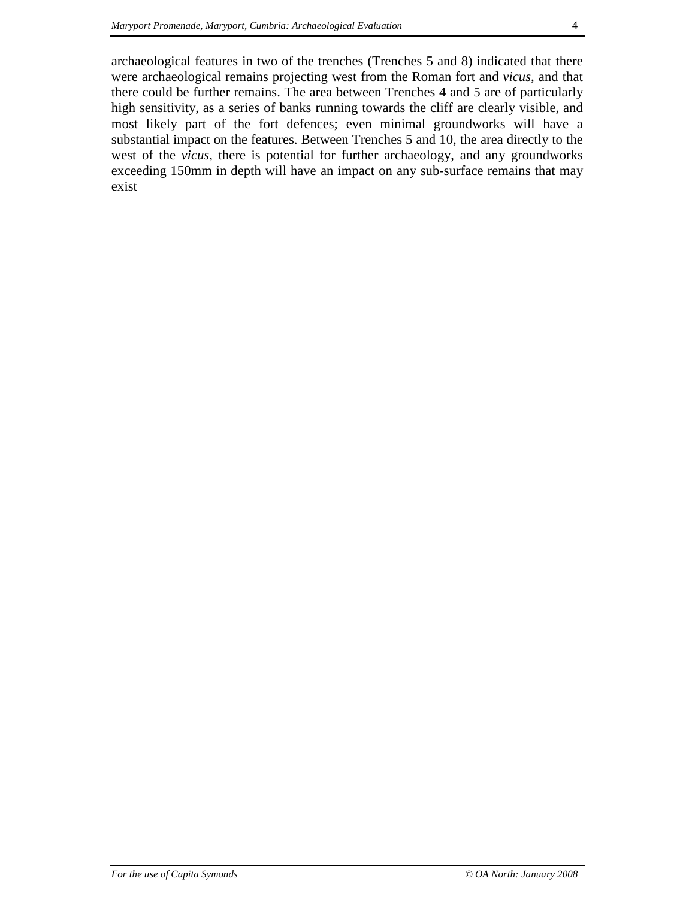archaeological features in two of the trenches (Trenches 5 and 8) indicated that there were archaeological remains projecting west from the Roman fort and *vicus*, and that there could be further remains. The area between Trenches 4 and 5 are of particularly high sensitivity, as a series of banks running towards the cliff are clearly visible, and most likely part of the fort defences; even minimal groundworks will have a substantial impact on the features. Between Trenches 5 and 10, the area directly to the west of the *vicus*, there is potential for further archaeology, and any groundworks exceeding 150mm in depth will have an impact on any sub-surface remains that may exist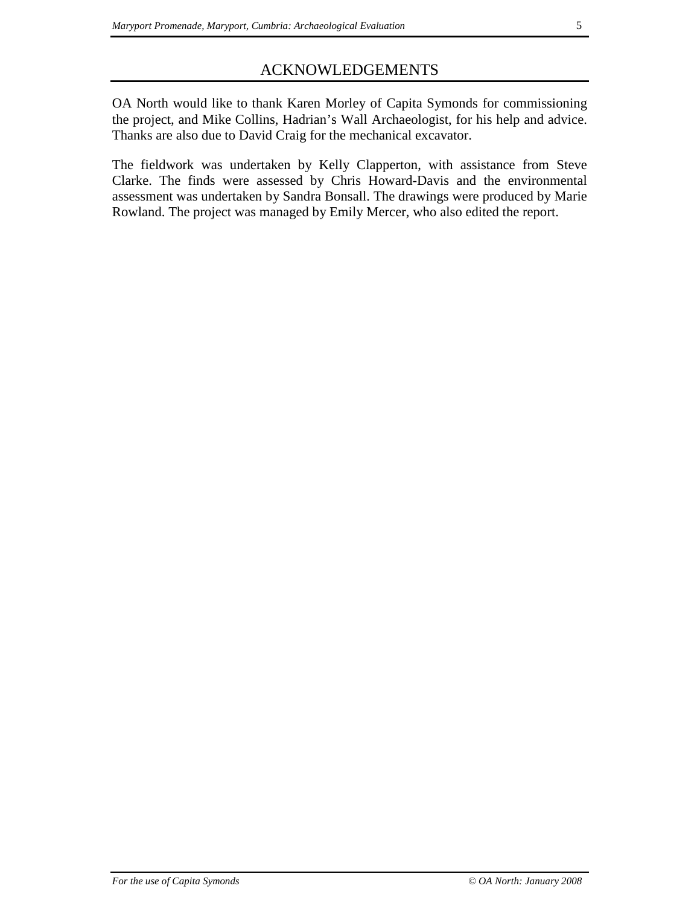# ACKNOWLEDGEMENTS

OA North would like to thank Karen Morley of Capita Symonds for commissioning the project, and Mike Collins, Hadrian's Wall Archaeologist, for his help and advice. Thanks are also due to David Craig for the mechanical excavator.

The fieldwork was undertaken by Kelly Clapperton, with assistance from Steve Clarke. The finds were assessed by Chris Howard-Davis and the environmental assessment was undertaken by Sandra Bonsall. The drawings were produced by Marie Rowland. The project was managed by Emily Mercer, who also edited the report.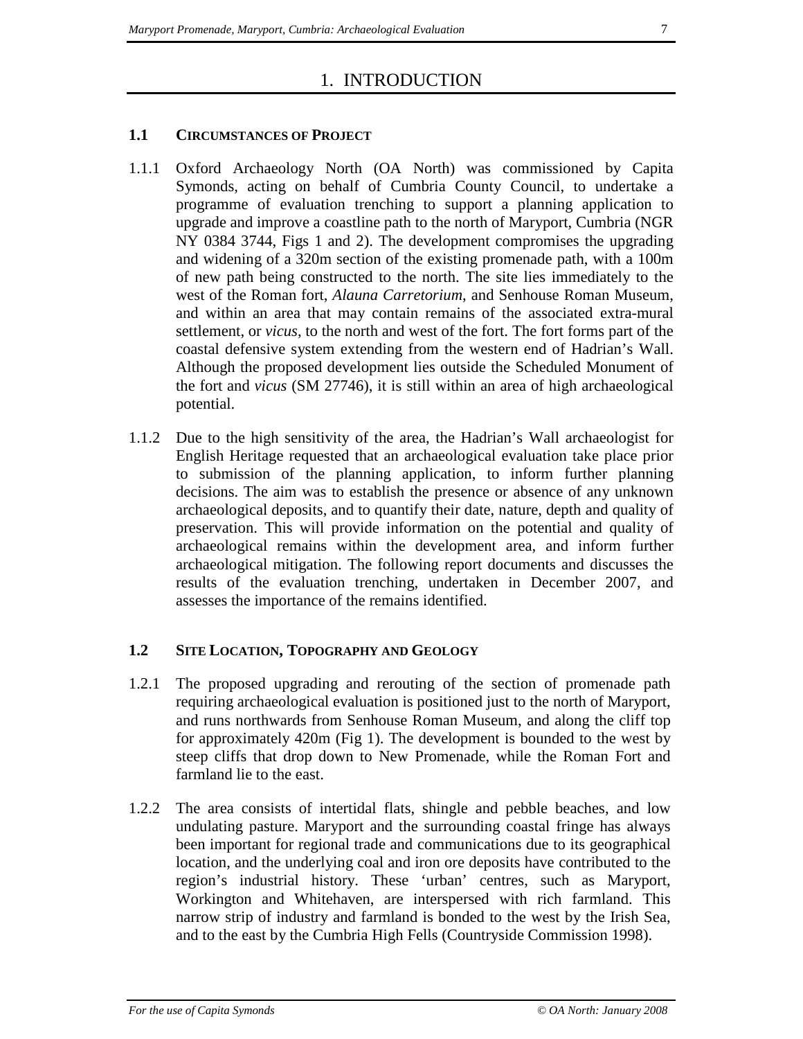# 1. INTRODUCTION

## 1.1 CIRCUMSTANCES OF PROJECT

1.1.1 Oxford Archaeology North (OA North) was commissioned by Capita Symonds, acting on behalf of Cumbria County Council, to undertake a programme of evaluation trenching to support a planning application to upgrade and improve a coastline path to the north of Maryport, Cumbria (NGR NY 0384 3744, Figs 1 and 2). The development compromises the upgrading and widening of a 320m section of the existing promenade path, with a 100m of new path being constructed to the north. The site lies immediately to the west of the Roman fort, *Alauna Carretorium*, and Senhouse Roman Museum, and within an area that may contain remains of the associated extra-mural settlement, or *vicus*, to the north and west of the fort. The fort forms part of the coastal defensive system extending from the western end of Hadrian's Wall. Although the proposed development lies outside the Scheduled Monument of the fort and *vicus* (SM 27746), it is still within an area of high archaeological potential.

1.1.2 Due to the high sensitivity of the area, the Hadrian's Wall archaeologist for English Heritage requested that an archaeological evaluation take place prior to submission of the planning application, to inform further planning decisions. The aim was to establish the presence or absence of any unknown archaeological deposits, and to quantify their date, nature, depth and quality of preservation. This will provide information on the potential and quality of archaeological remains within the development area, and inform further archaeological mitigation. The following report documents and discusses the results of the evaluation trenching, undertaken in December 2007, and assesses the importance of the remains identified.

## 1.2 SITE LOCATION, TOPOGRAPHY AND GEOLOGY

1.2.1 The proposed upgrading and rerouting of the section of promenade path requiring archaeological evaluation is positioned just to the north of Maryport, and runs northwards from Senhouse Roman Museum, and along the cliff top for approximately 420m (Fig 1). The development is bounded to the west by steep cliffs that drop down to New Promenade, while the Roman Fort and farmland lie to the east.

1.2.2 The area consists of intertidal flats, shingle and pebble beaches, and low undulating pasture. Maryport and the surrounding coastal fringe has always been important for regional trade and communications due to its geographical location, and the underlying coal and iron ore deposits have contributed to the region's industrial history. These 'urban' centres, such as Maryport, Workington and Whitehaven, are interspersed with rich farmland. This narrow strip of industry and farmland is bonded to the west by the Irish Sea, and to the east by the Cumbria High Fells (Countryside Commission 1998).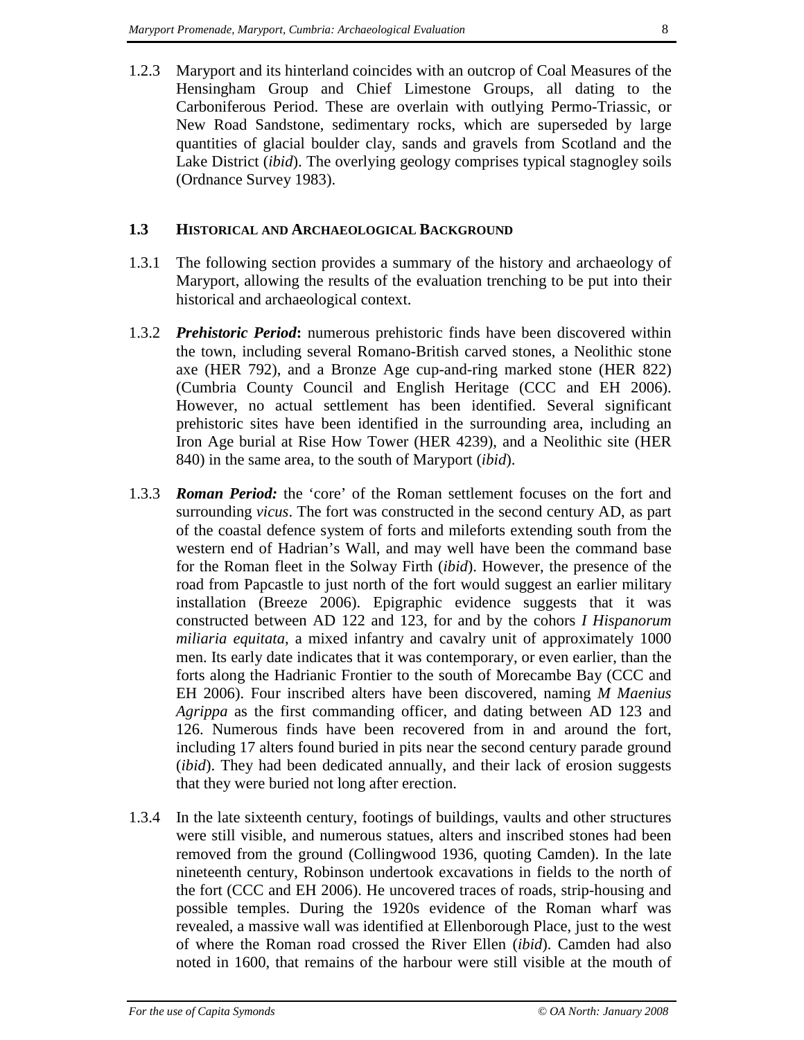1.2.3 Maryport and its hinterland coincides with an outcrop of Coal Measures of the Hensingham Group and Chief Limestone Groups, all dating to the Carboniferous Period. These are overlain with outlying Permo-Triassic, or New Road Sandstone, sedimentary rocks, which are superseded by large quantities of glacial boulder clay, sands and gravels from Scotland and the Lake District (*ibid*). The overlying geology comprises typical stagnogley soils (Ordnance Survey 1983).

## 1.3 HISTORICAL AND ARCHAEOLOGICAL BACKGROUND

1.3.1 The following section provides a summary of the history and archaeology of Maryport, allowing the results of the evaluation trenching to be put into their historical and archaeological context.

1.3.2 ***Prehistoric Period*:** numerous prehistoric finds have been discovered within the town, including several Romano-British carved stones, a Neolithic stone axe (HER 792), and a Bronze Age cup-and-ring marked stone (HER 822) (Cumbria County Council and English Heritage (CCC and EH 2006). However, no actual settlement has been identified. Several significant prehistoric sites have been identified in the surrounding area, including an Iron Age burial at Rise How Tower (HER 4239), and a Neolithic site (HER 840) in the same area, to the south of Maryport (*ibid*).

1.3.3 ***Roman Period:*** the 'core' of the Roman settlement focuses on the fort and surrounding *vicus*. The fort was constructed in the second century AD, as part of the coastal defence system of forts and milefort​s extending south from the western end of Hadrian's Wall, and may well have been the command base for the Roman fleet in the Solway Firth (*ibid*). However, the presence of the road from Papcastle to just north of the fort would suggest an earlier military installation (Breeze 2006). Epigraphic evidence suggests that it was constructed between AD 122 and 123, for and by the cohors *I Hispanorum miliaria equitata*, a mixed infantry and cavalry unit of approximately 1000 men. Its early date indicates that it was contemporary, or even earlier, than the forts along the Hadrianic Frontier to the south of Morecambe Bay (CCC and EH 2006). Four inscribed alters have been discovered, naming *M Maenius Agrippa* as the first commanding officer, and dating between AD 123 and 126. Numerous finds have been recovered from in and around the fort, including 17 alters found buried in pits near the second century parade ground (*ibid*). They had been dedicated annually, and their lack of erosion suggests that they were buried not long after erection.

1.3.4 In the late sixteenth century, footings of buildings, vaults and other structures were still visible, and numerous statues, alters and inscribed stones had been removed from the ground (Collingwood 1936, quoting Camden). In the late nineteenth century, Robinson undertook excavations in fields to the north of the fort (CCC and EH 2006). He uncovered traces of roads, strip-housing and possible temples. During the 1920s evidence of the Roman wharf was revealed, a massive wall was identified at Ellenborough Place, just to the west of where the Roman road crossed the River Ellen (*ibid*). Camden had also noted in 1600, that remains of the harbour were still visible at the mouth of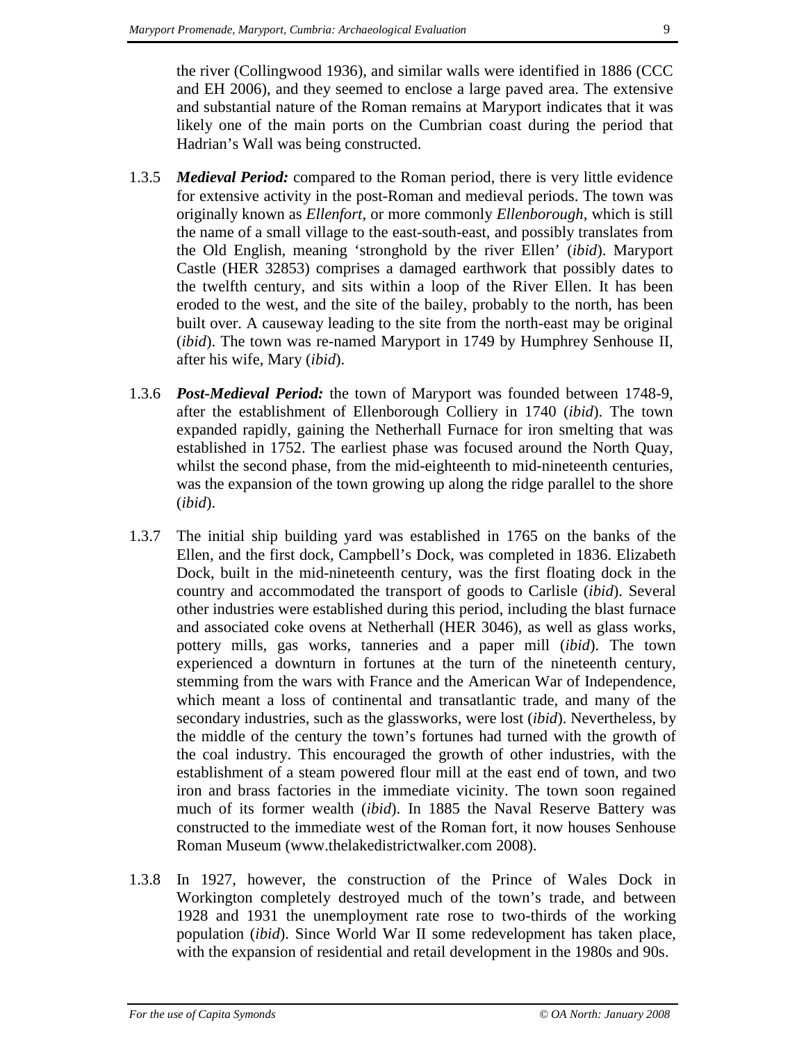the river (Collingwood 1936), and similar walls were identified in 1886 (CCC and EH 2006), and they seemed to enclose a large paved area. The extensive and substantial nature of the Roman remains at Maryport indicates that it was likely one of the main ports on the Cumbrian coast during the period that Hadrian's Wall was being constructed.

1.3.5 ***Medieval Period:*** compared to the Roman period, there is very little evidence for extensive activity in the post-Roman and medieval periods. The town was originally known as *Ellenfort*, or more commonly *Ellenborough*, which is still the name of a small village to the east-south-east, and possibly translates from the Old English, meaning 'stronghold by the river Ellen' (*ibid*). Maryport Castle (HER 32853) comprises a damaged earthwork that possibly dates to the twelfth century, and sits within a loop of the River Ellen. It has been eroded to the west, and the site of the bailey, probably to the north, has been built over. A causeway leading to the site from the north-east may be original (*ibid*). The town was re-named Maryport in 1749 by Humphrey Senhouse II, after his wife, Mary (*ibid*).

1.3.6 ***Post-Medieval Period:*** the town of Maryport was founded between 1748-9, after the establishment of Ellenborough Colliery in 1740 (*ibid*). The town expanded rapidly, gaining the Netherhall Furnace for iron smelting that was established in 1752. The earliest phase was focused around the North Quay, whilst the second phase, from the mid-eighteenth to mid-nineteenth centuries, was the expansion of the town growing up along the ridge parallel to the shore (*ibid*).

1.3.7 The initial ship building yard was established in 1765 on the banks of the Ellen, and the first dock, Campbell's Dock, was completed in 1836. Elizabeth Dock, built in the mid-nineteenth century, was the first floating dock in the country and accommodated the transport of goods to Carlisle (*ibid*). Several other industries were established during this period, including the blast furnace and associated coke ovens at Netherhall (HER 3046), as well as glass works, pottery mills, gas works, tanneries and a paper mill (*ibid*). The town experienced a downturn in fortunes at the turn of the nineteenth century, stemming from the wars with France and the American War of Independence, which meant a loss of continental and transatlantic trade, and many of the secondary industries, such as the glassworks, were lost (*ibid*). Nevertheless, by the middle of the century the town's fortunes had turned with the growth of the coal industry. This encouraged the growth of other industries, with the establishment of a steam powered flour mill at the east end of town, and two iron and brass factories in the immediate vicinity. The town soon regained much of its former wealth (*ibid*). In 1885 the Naval Reserve Battery was constructed to the immediate west of the Roman fort, it now houses Senhouse Roman Museum (www.thelakedistrictwalker.com 2008).

1.3.8 In 1927, however, the construction of the Prince of Wales Dock in Workington completely destroyed much of the town's trade, and between 1928 and 1931 the unemployment rate rose to two-thirds of the working population (*ibid*). Since World War II some redevelopment has taken place, with the expansion of residential and retail development in the 1980s and 90s.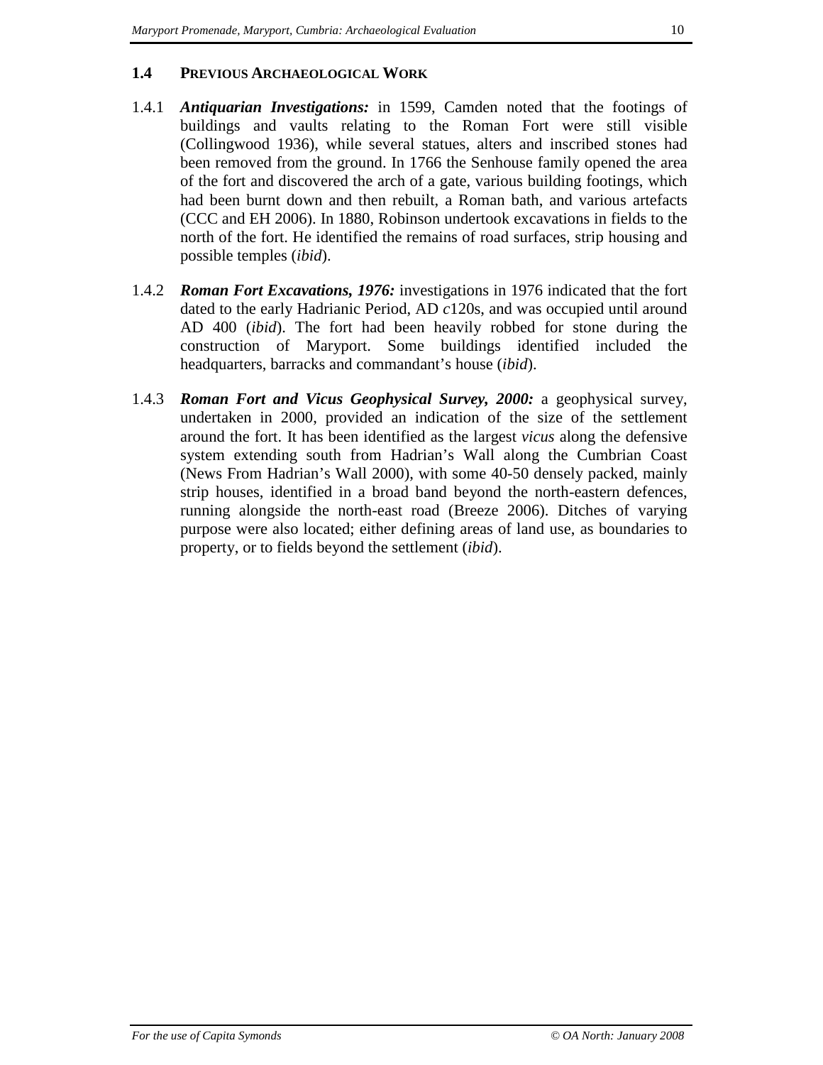## 1.4 Previous Archaeological Work

1.4.1 ***Antiquarian Investigations:*** in 1599, Camden noted that the footings of buildings and vaults relating to the Roman Fort were still visible (Collingwood 1936), while several statues, alters and inscribed stones had been removed from the ground. In 1766 the Senhouse family opened the area of the fort and discovered the arch of a gate, various building footings, which had been burnt down and then rebuilt, a Roman bath, and various artefacts (CCC and EH 2006). In 1880, Robinson undertook excavations in fields to the north of the fort. He identified the remains of road surfaces, strip housing and possible temples (*ibid*).

1.4.2 ***Roman Fort Excavations, 1976:*** investigations in 1976 indicated that the fort dated to the early Hadrianic Period, AD *c*120s, and was occupied until around AD 400 (*ibid*). The fort had been heavily robbed for stone during the construction of Maryport. Some buildings identified included the headquarters, barracks and commandant's house (*ibid*).

1.4.3 ***Roman Fort and Vicus Geophysical Survey, 2000:*** a geophysical survey, undertaken in 2000, provided an indication of the size of the settlement around the fort. It has been identified as the largest *vicus* along the defensive system extending south from Hadrian's Wall along the Cumbrian Coast (News From Hadrian's Wall 2000), with some 40-50 densely packed, mainly strip houses, identified in a broad band beyond the north-eastern defences, running alongside the north-east road (Breeze 2006). Ditches of varying purpose were also located; either defining areas of land use, as boundaries to property, or to fields beyond the settlement (*ibid*).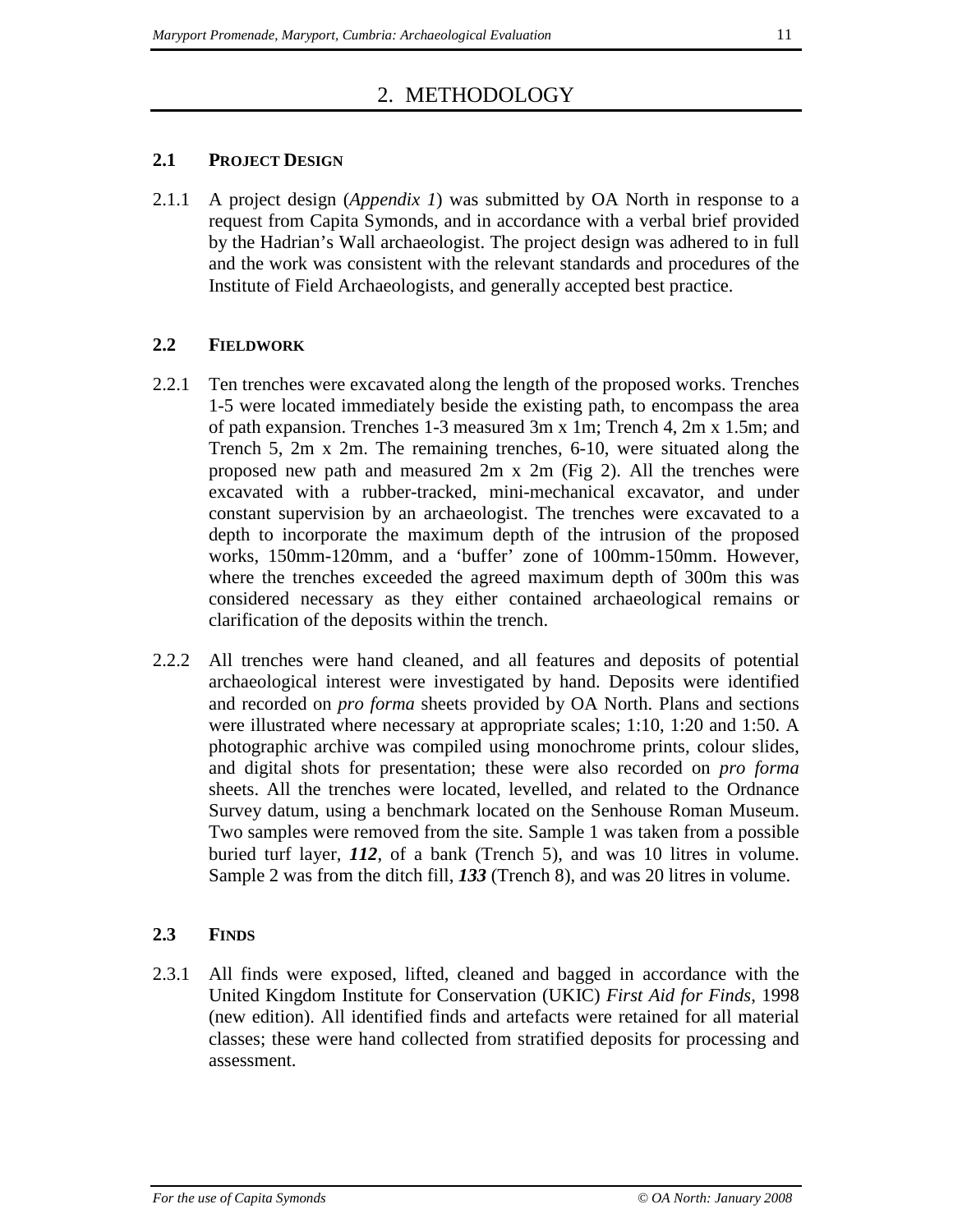# 2. METHODOLOGY

## 2.1 PROJECT DESIGN

2.1.1 A project design (*Appendix 1*) was submitted by OA North in response to a request from Capita Symonds, and in accordance with a verbal brief provided by the Hadrian's Wall archaeologist. The project design was adhered to in full and the work was consistent with the relevant standards and procedures of the Institute of Field Archaeologists, and generally accepted best practice.

## 2.2 FIELDWORK

2.2.1 Ten trenches were excavated along the length of the proposed works. Trenches 1-5 were located immediately beside the existing path, to encompass the area of path expansion. Trenches 1-3 measured 3m x 1m; Trench 4, 2m x 1.5m; and Trench 5, 2m x 2m. The remaining trenches, 6-10, were situated along the proposed new path and measured 2m x 2m (Fig 2). All the trenches were excavated with a rubber-tracked, mini-mechanical excavator, and under constant supervision by an archaeologist. The trenches were excavated to a depth to incorporate the maximum depth of the intrusion of the proposed works, 150mm-120mm, and a 'buffer' zone of 100mm-150mm. However, where the trenches exceeded the agreed maximum depth of 300m this was considered necessary as they either contained archaeological remains or clarification of the deposits within the trench.

2.2.2 All trenches were hand cleaned, and all features and deposits of potential archaeological interest were investigated by hand. Deposits were identified and recorded on *pro forma* sheets provided by OA North. Plans and sections were illustrated where necessary at appropriate scales; 1:10, 1:20 and 1:50. A photographic archive was compiled using monochrome prints, colour slides, and digital shots for presentation; these were also recorded on *pro forma* sheets. All the trenches were located, levelled, and related to the Ordnance Survey datum, using a benchmark located on the Senhouse Roman Museum. Two samples were removed from the site. Sample 1 was taken from a possible buried turf layer, ***112***, of a bank (Trench 5), and was 10 litres in volume. Sample 2 was from the ditch fill, ***133*** (Trench 8), and was 20 litres in volume.

## 2.3 FINDS

2.3.1 All finds were exposed, lifted, cleaned and bagged in accordance with the United Kingdom Institute for Conservation (UKIC) *First Aid for Finds*, 1998 (new edition). All identified finds and artefacts were retained for all material classes; these were hand collected from stratified deposits for processing and assessment.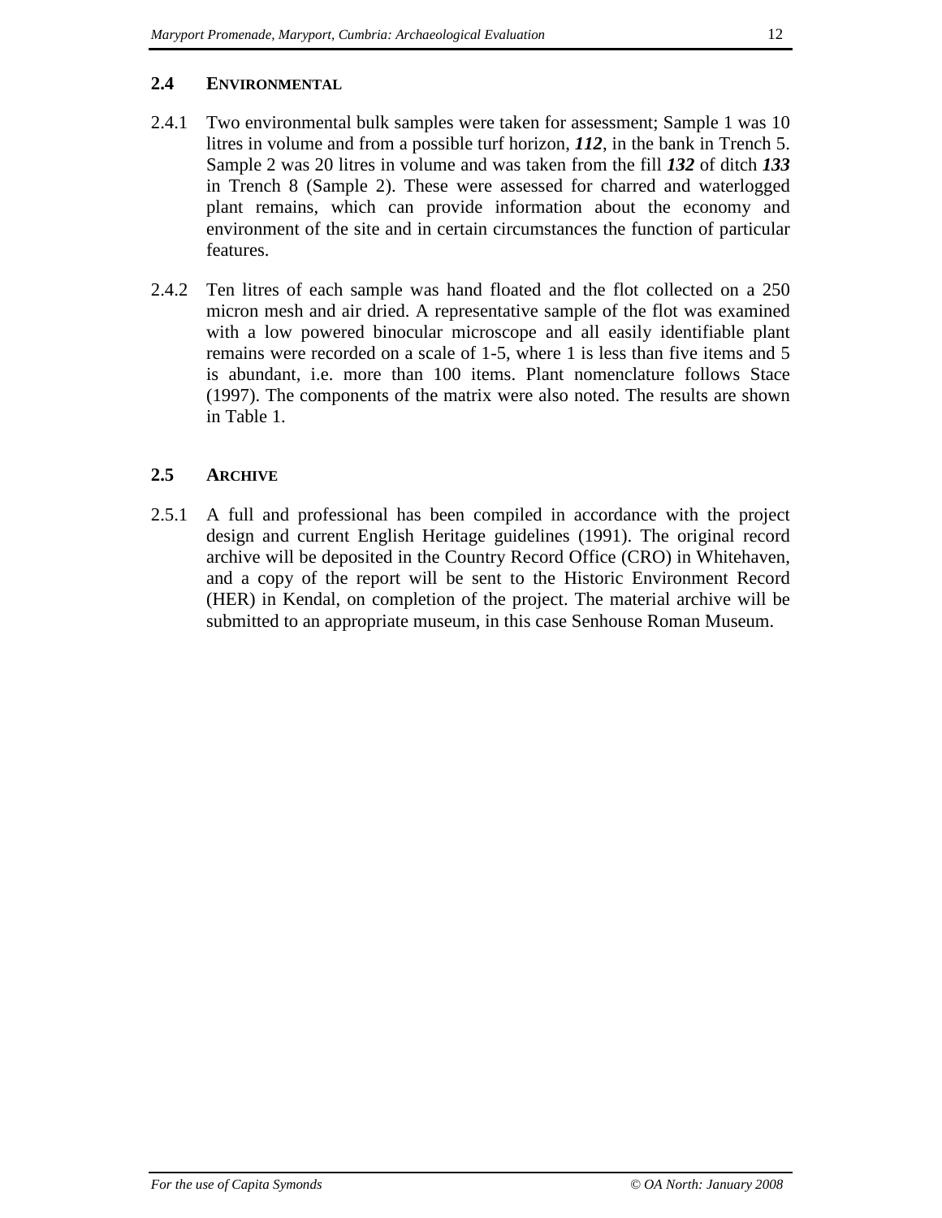## 2.4 ENVIRONMENTAL

2.4.1 Two environmental bulk samples were taken for assessment; Sample 1 was 10 litres in volume and from a possible turf horizon, ***112***, in the bank in Trench 5. Sample 2 was 20 litres in volume and was taken from the fill ***132*** of ditch ***133*** in Trench 8 (Sample 2). These were assessed for charred and waterlogged plant remains, which can provide information about the economy and environment of the site and in certain circumstances the function of particular features.

2.4.2 Ten litres of each sample was hand floated and the flot collected on a 250 micron mesh and air dried. A representative sample of the flot was examined with a low powered binocular microscope and all easily identifiable plant remains were recorded on a scale of 1-5, where 1 is less than five items and 5 is abundant, i.e. more than 100 items. Plant nomenclature follows Stace (1997). The components of the matrix were also noted. The results are shown in Table 1.

## 2.5 ARCHIVE

2.5.1 A full and professional has been compiled in accordance with the project design and current English Heritage guidelines (1991). The original record archive will be deposited in the Country Record Office (CRO) in Whitehaven, and a copy of the report will be sent to the Historic Environment Record (HER) in Kendal, on completion of the project. The material archive will be submitted to an appropriate museum, in this case Senhouse Roman Museum.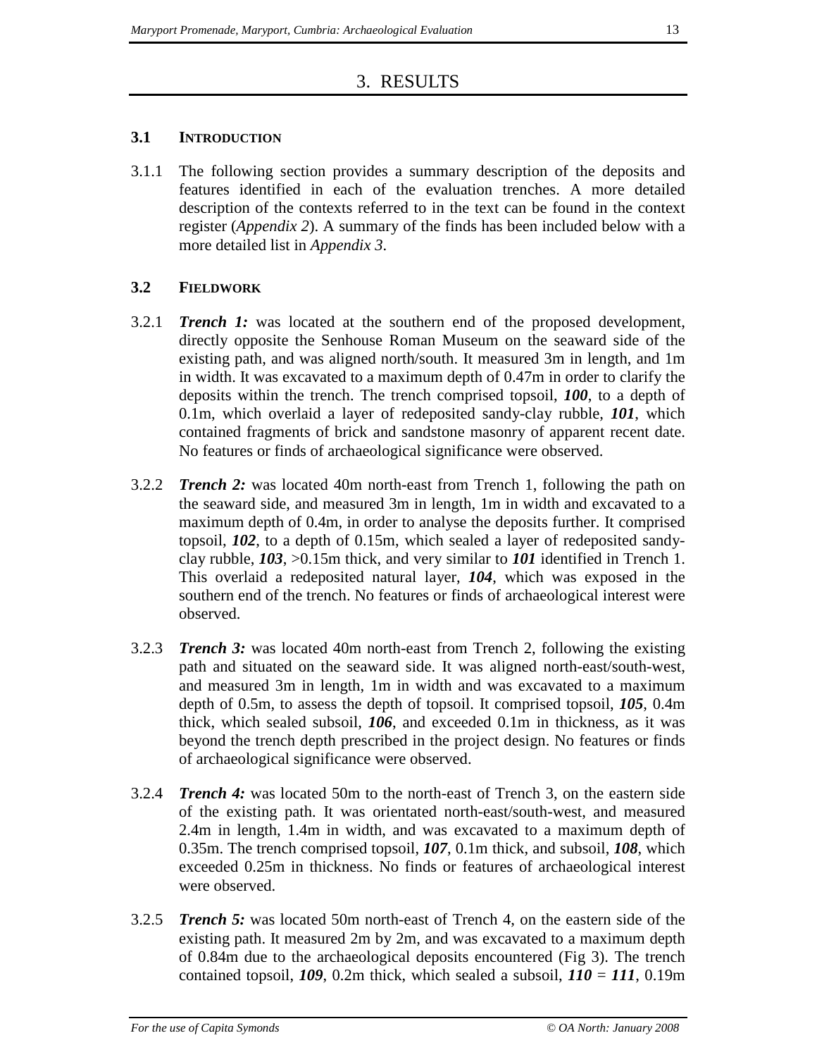# 3. RESULTS

## 3.1 INTRODUCTION

3.1.1 The following section provides a summary description of the deposits and features identified in each of the evaluation trenches. A more detailed description of the contexts referred to in the text can be found in the context register (*Appendix 2*). A summary of the finds has been included below with a more detailed list in *Appendix 3*.

## 3.2 FIELDWORK

3.2.1 ***Trench 1:*** was located at the southern end of the proposed development, directly opposite the Senhouse Roman Museum on the seaward side of the existing path, and was aligned north/south. It measured 3m in length, and 1m in width. It was excavated to a maximum depth of 0.47m in order to clarify the deposits within the trench. The trench comprised topsoil, ***100***, to a depth of 0.1m, which overlaid a layer of redeposited sandy-clay rubble, ***101***, which contained fragments of brick and sandstone masonry of apparent recent date. No features or finds of archaeological significance were observed.

3.2.2 ***Trench 2:*** was located 40m north-east from Trench 1, following the path on the seaward side, and measured 3m in length, 1m in width and excavated to a maximum depth of 0.4m, in order to analyse the deposits further. It comprised topsoil, ***102***, to a depth of 0.15m, which sealed a layer of redeposited sandy-clay rubble, ***103***, >0.15m thick, and very similar to ***101*** identified in Trench 1. This overlaid a redeposited natural layer, ***104***, which was exposed in the southern end of the trench. No features or finds of archaeological interest were observed.

3.2.3 ***Trench 3:*** was located 40m north-east from Trench 2, following the existing path and situated on the seaward side. It was aligned north-east/south-west, and measured 3m in length, 1m in width and was excavated to a maximum depth of 0.5m, to assess the depth of topsoil. It comprised topsoil, ***105***, 0.4m thick, which sealed subsoil, ***106***, and exceeded 0.1m in thickness, as it was beyond the trench depth prescribed in the project design. No features or finds of archaeological significance were observed.

3.2.4 ***Trench 4:*** was located 50m to the north-east of Trench 3, on the eastern side of the existing path. It was orientated north-east/south-west, and measured 2.4m in length, 1.4m in width, and was excavated to a maximum depth of 0.35m. The trench comprised topsoil, ***107***, 0.1m thick, and subsoil, ***108***, which exceeded 0.25m in thickness. No finds or features of archaeological interest were observed.

3.2.5 ***Trench 5:*** was located 50m north-east of Trench 4, on the eastern side of the existing path. It measured 2m by 2m, and was excavated to a maximum depth of 0.84m due to the archaeological deposits encountered (Fig 3). The trench contained topsoil, ***109***, 0.2m thick, which sealed a subsoil, ***110*** = ***111***, 0.19m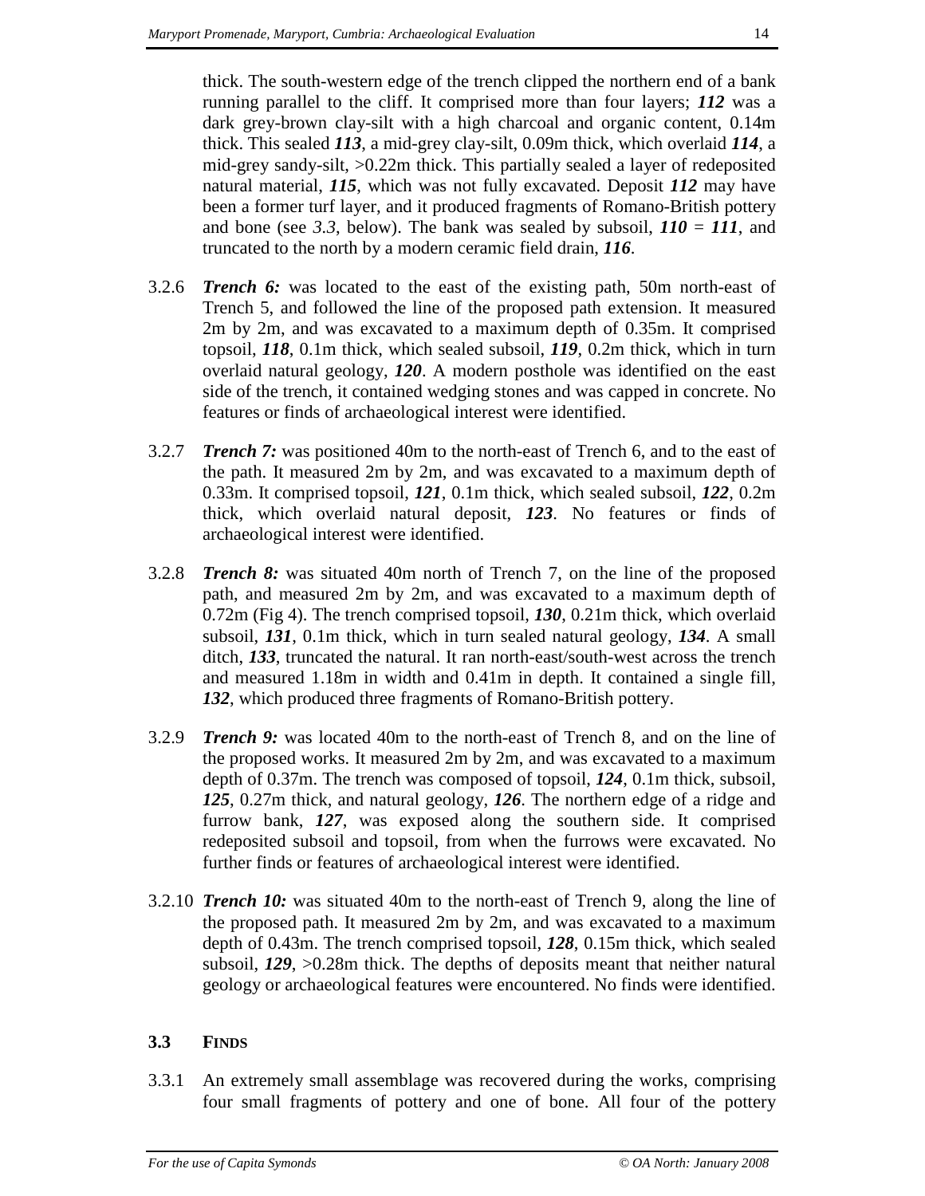thick. The south-western edge of the trench clipped the northern end of a bank running parallel to the cliff. It comprised more than four layers; ***112*** was a dark grey-brown clay-silt with a high charcoal and organic content, 0.14m thick. This sealed ***113***, a mid-grey clay-silt, 0.09m thick, which overlaid ***114***, a mid-grey sandy-silt, >0.22m thick. This partially sealed a layer of redeposited natural material, ***115***, which was not fully excavated. Deposit ***112*** may have been a former turf layer, and it produced fragments of Romano-British pottery and bone (see *3.3*, below). The bank was sealed by subsoil, ***110*** = ***111***, and truncated to the north by a modern ceramic field drain, ***116***.

3.2.6 ***Trench 6:*** was located to the east of the existing path, 50m north-east of Trench 5, and followed the line of the proposed path extension. It measured 2m by 2m, and was excavated to a maximum depth of 0.35m. It comprised topsoil, ***118***, 0.1m thick, which sealed subsoil, ***119***, 0.2m thick, which in turn overlaid natural geology, ***120***. A modern posthole was identified on the east side of the trench, it contained wedging stones and was capped in concrete. No features or finds of archaeological interest were identified.

3.2.7 ***Trench 7:*** was positioned 40m to the north-east of Trench 6, and to the east of the path. It measured 2m by 2m, and was excavated to a maximum depth of 0.33m. It comprised topsoil, ***121***, 0.1m thick, which sealed subsoil, ***122***, 0.2m thick, which overlaid natural deposit, ***123***. No features or finds of archaeological interest were identified.

3.2.8 ***Trench 8:*** was situated 40m north of Trench 7, on the line of the proposed path, and measured 2m by 2m, and was excavated to a maximum depth of 0.72m (Fig 4). The trench comprised topsoil, ***130***, 0.21m thick, which overlaid subsoil, ***131***, 0.1m thick, which in turn sealed natural geology, ***134***. A small ditch, ***133***, truncated the natural. It ran north-east/south-west across the trench and measured 1.18m in width and 0.41m in depth. It contained a single fill, ***132***, which produced three fragments of Romano-British pottery.

3.2.9 ***Trench 9:*** was located 40m to the north-east of Trench 8, and on the line of the proposed works. It measured 2m by 2m, and was excavated to a maximum depth of 0.37m. The trench was composed of topsoil, ***124***, 0.1m thick, subsoil, ***125***, 0.27m thick, and natural geology, ***126***. The northern edge of a ridge and furrow bank, ***127***, was exposed along the southern side. It comprised redeposited subsoil and topsoil, from when the furrows were excavated. No further finds or features of archaeological interest were identified.

3.2.10 ***Trench 10:*** was situated 40m to the north-east of Trench 9, along the line of the proposed path. It measured 2m by 2m, and was excavated to a maximum depth of 0.43m. The trench comprised topsoil, ***128***, 0.15m thick, which sealed subsoil, ***129***, >0.28m thick. The depths of deposits meant that neither natural geology or archaeological features were encountered. No finds were identified.

### 3.3 FINDS

3.3.1 An extremely small assemblage was recovered during the works, comprising four small fragments of pottery and one of bone. All four of the pottery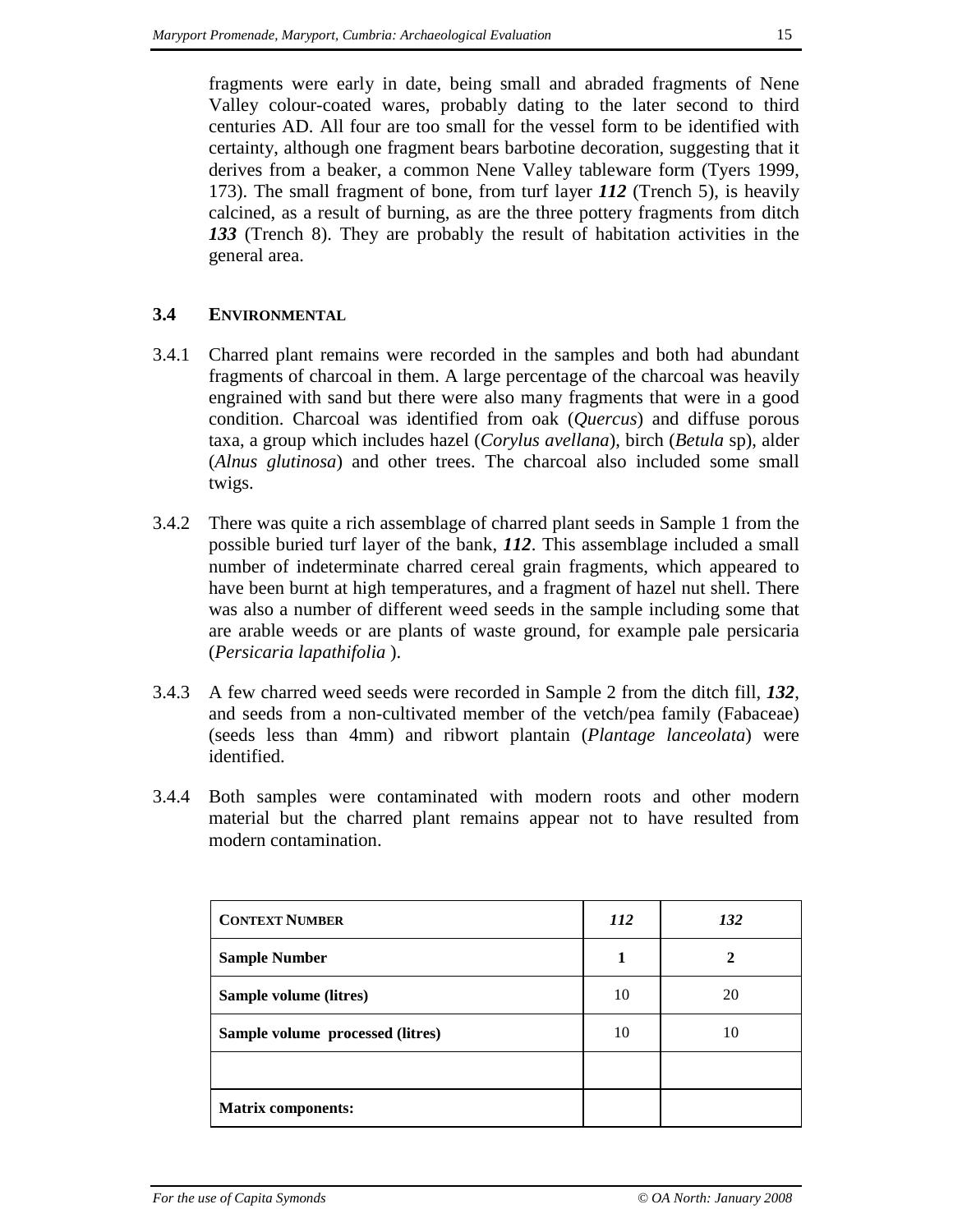fragments were early in date, being small and abraded fragments of Nene Valley colour-coated wares, probably dating to the later second to third centuries AD. All four are too small for the vessel form to be identified with certainty, although one fragment bears barbotine decoration, suggesting that it derives from a beaker, a common Nene Valley tableware form (Tyers 1999, 173). The small fragment of bone, from turf layer ***112*** (Trench 5), is heavily calcined, as a result of burning, as are the three pottery fragments from ditch ***133*** (Trench 8). They are probably the result of habitation activities in the general area.

## 3.4 Environmental

3.4.1 Charred plant remains were recorded in the samples and both had abundant fragments of charcoal in them. A large percentage of the charcoal was heavily engrained with sand but there were also many fragments that were in a good condition. Charcoal was identified from oak (*Quercus*) and diffuse porous taxa, a group which includes hazel (*Corylus avellana*), birch (*Betula* sp), alder (*Alnus glutinosa*) and other trees. The charcoal also included some small twigs.

3.4.2 There was quite a rich assemblage of charred plant seeds in Sample 1 from the possible buried turf layer of the bank, ***112***. This assemblage included a small number of indeterminate charred cereal grain fragments, which appeared to have been burnt at high temperatures, and a fragment of hazel nut shell. There was also a number of different weed seeds in the sample including some that are arable weeds or are plants of waste ground, for example pale persicaria (*Persicaria lapathifolia* ).

3.4.3 A few charred weed seeds were recorded in Sample 2 from the ditch fill, ***132***, and seeds from a non-cultivated member of the vetch/pea family (Fabaceae) (seeds less than 4mm) and ribwort plantain (*Plantage lanceolata*) were identified.

3.4.4 Both samples were contaminated with modern roots and other modern material but the charred plant remains appear not to have resulted from modern contamination.

| **Context Number** | ***112*** | ***132*** |
|---|---|---|
| **Sample Number** | **1** | **2** |
| **Sample volume (litres)** | 10 | 20 |
| **Sample volume processed (litres)** | 10 | 10 |
| | | |
| **Matrix components:** | | |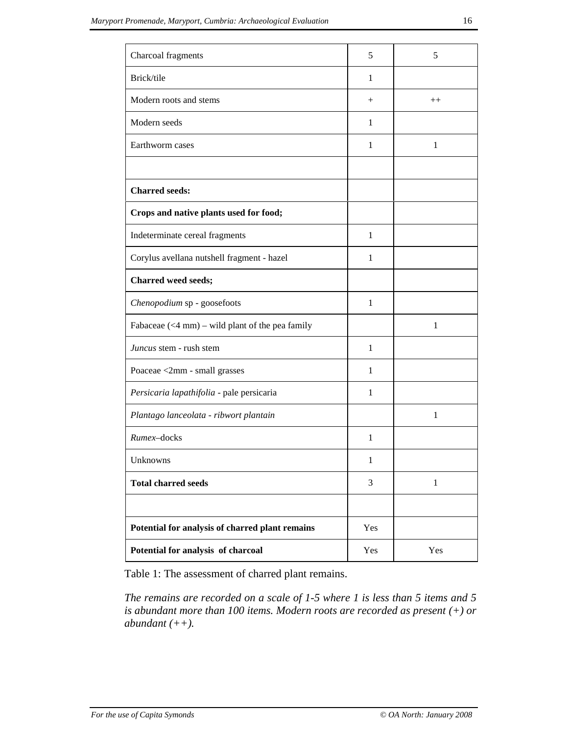| | | |
|---|---|---|
| Charcoal fragments | 5 | 5 |
| Brick/tile | 1 | |
| Modern roots and stems | + | ++ |
| Modern seeds | 1 | |
| Earthworm cases | 1 | 1 |
| | | |
| **Charred seeds:** | | |
| **Crops and native plants used for food;** | | |
| Indeterminate cereal fragments | 1 | |
| Corylus avellana nutshell fragment - hazel | 1 | |
| **Charred weed seeds;** | | |
| *Chenopodium* sp - goosefoots | 1 | |
| Fabaceae (<4 mm) – wild plant of the pea family | | 1 |
| *Juncus* stem - rush stem | 1 | |
| Poaceae <2mm - small grasses | 1 | |
| *Persicaria lapathifolia* - pale persicaria | 1 | |
| *Plantago lanceolata - ribwort plantain* | | 1 |
| *Rumex*–docks | 1 | |
| Unknowns | 1 | |
| **Total charred seeds** | 3 | 1 |
| | | |
| **Potential for analysis of charred plant remains** | Yes | |
| **Potential for analysis of charcoal** | Yes | Yes |

Table 1: The assessment of charred plant remains.

*The remains are recorded on a scale of 1-5 where 1 is less than 5 items and 5 is abundant more than 100 items. Modern roots are recorded as present (+) or abundant (++).*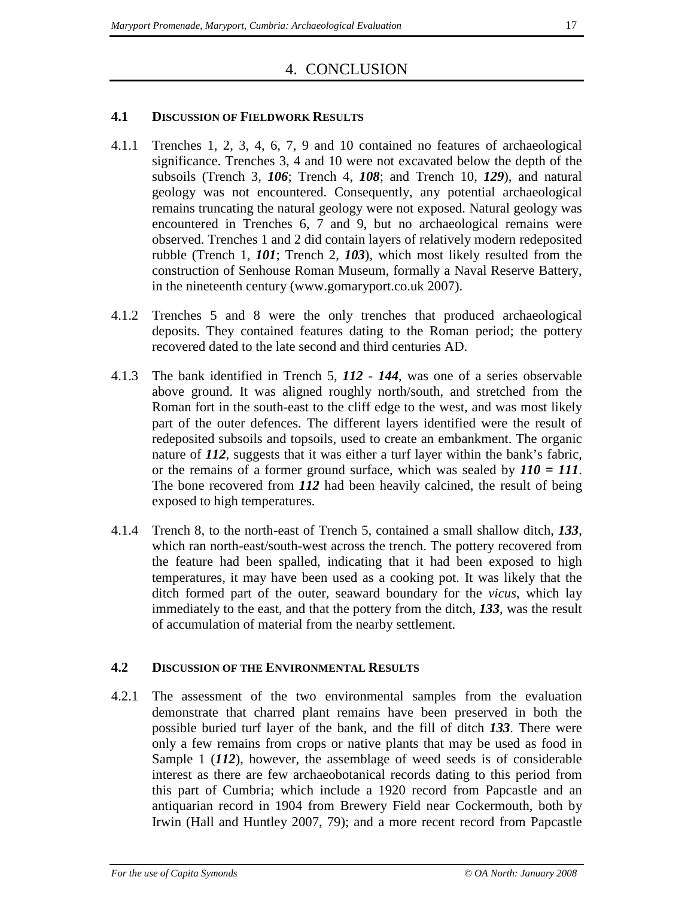# 4. CONCLUSION

## 4.1 DISCUSSION OF FIELDWORK RESULTS

4.1.1 Trenches 1, 2, 3, 4, 6, 7, 9 and 10 contained no features of archaeological significance. Trenches 3, 4 and 10 were not excavated below the depth of the subsoils (Trench 3, ***106***; Trench 4, ***108***; and Trench 10, ***129***), and natural geology was not encountered. Consequently, any potential archaeological remains truncating the natural geology were not exposed. Natural geology was encountered in Trenches 6, 7 and 9, but no archaeological remains were observed. Trenches 1 and 2 did contain layers of relatively modern redeposited rubble (Trench 1, ***101***; Trench 2, ***103***), which most likely resulted from the construction of Senhouse Roman Museum, formally a Naval Reserve Battery, in the nineteenth century (www.gomaryport.co.uk 2007).

4.1.2 Trenches 5 and 8 were the only trenches that produced archaeological deposits. They contained features dating to the Roman period; the pottery recovered dated to the late second and third centuries AD.

4.1.3 The bank identified in Trench 5, ***112*** - ***144***, was one of a series observable above ground. It was aligned roughly north/south, and stretched from the Roman fort in the south-east to the cliff edge to the west, and was most likely part of the outer defences. The different layers identified were the result of redeposited subsoils and topsoils, used to create an embankment. The organic nature of ***112***, suggests that it was either a turf layer within the bank's fabric, or the remains of a former ground surface, which was sealed by ***110 = 111***. The bone recovered from ***112*** had been heavily calcined, the result of being exposed to high temperatures.

4.1.4 Trench 8, to the north-east of Trench 5, contained a small shallow ditch, ***133***, which ran north-east/south-west across the trench. The pottery recovered from the feature had been spalled, indicating that it had been exposed to high temperatures, it may have been used as a cooking pot. It was likely that the ditch formed part of the outer, seaward boundary for the *vicus*, which lay immediately to the east, and that the pottery from the ditch, ***133***, was the result of accumulation of material from the nearby settlement.

## 4.2 DISCUSSION OF THE ENVIRONMENTAL RESULTS

4.2.1 The assessment of the two environmental samples from the evaluation demonstrate that charred plant remains have been preserved in both the possible buried turf layer of the bank, and the fill of ditch ***133***. There were only a few remains from crops or native plants that may be used as food in Sample 1 (***112***), however, the assemblage of weed seeds is of considerable interest as there are few archaeobotanical records dating to this period from this part of Cumbria; which include a 1920 record from Papcastle and an antiquarian record in 1904 from Brewery Field near Cockermouth, both by Irwin (Hall and Huntley 2007, 79); and a more recent record from Papcastle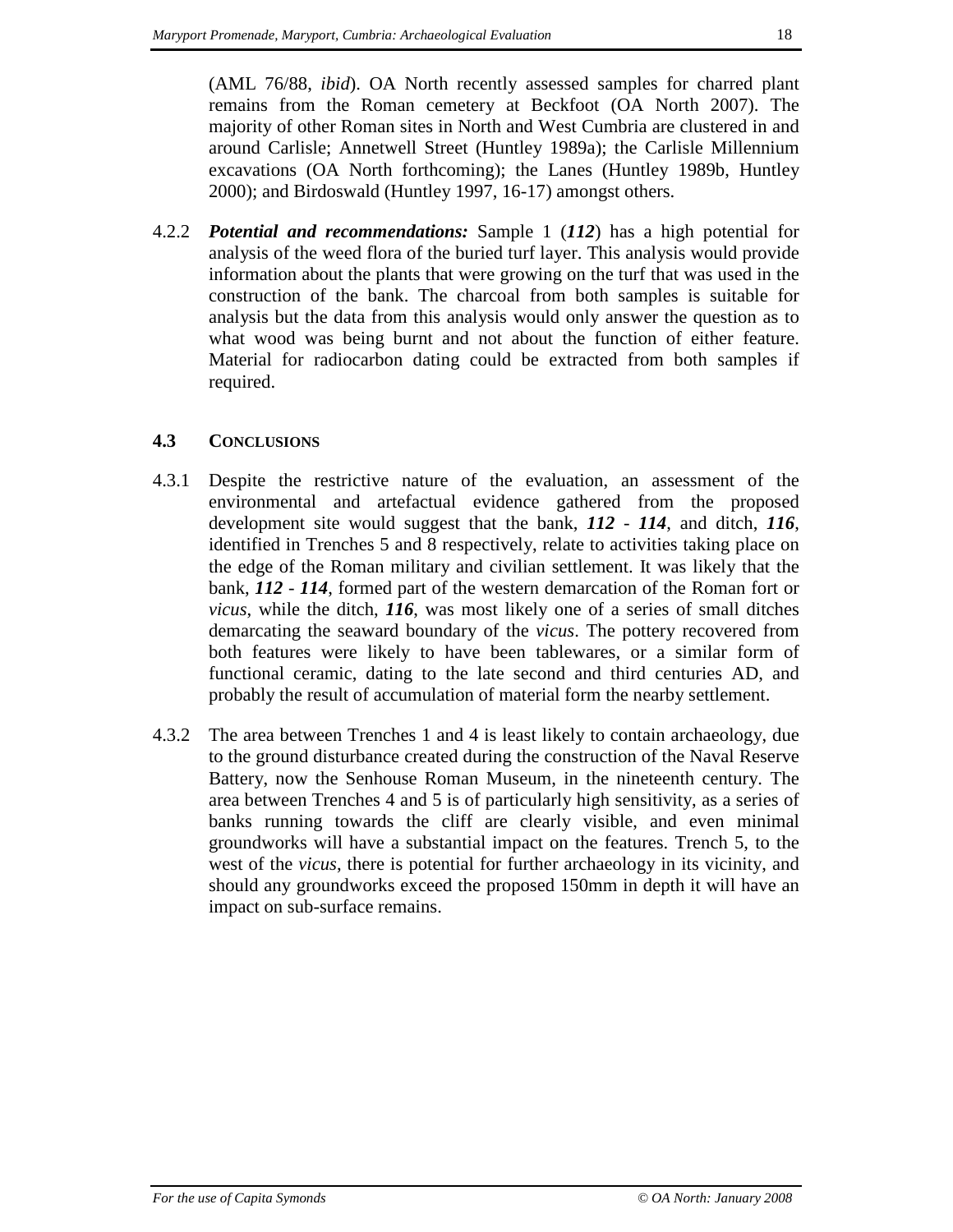(AML 76/88, *ibid*). OA North recently assessed samples for charred plant remains from the Roman cemetery at Beckfoot (OA North 2007). The majority of other Roman sites in North and West Cumbria are clustered in and around Carlisle; Annetwell Street (Huntley 1989a); the Carlisle Millennium excavations (OA North forthcoming); the Lanes (Huntley 1989b, Huntley 2000); and Birdoswald (Huntley 1997, 16-17) amongst others.

4.2.2 ***Potential and recommendations:*** Sample 1 (***112***) has a high potential for analysis of the weed flora of the buried turf layer. This analysis would provide information about the plants that were growing on the turf that was used in the construction of the bank. The charcoal from both samples is suitable for analysis but the data from this analysis would only answer the question as to what wood was being burnt and not about the function of either feature. Material for radiocarbon dating could be extracted from both samples if required.

## 4.3 CONCLUSIONS

4.3.1 Despite the restrictive nature of the evaluation, an assessment of the environmental and artefactual evidence gathered from the proposed development site would suggest that the bank, ***112*** - ***114***, and ditch, ***116***, identified in Trenches 5 and 8 respectively, relate to activities taking place on the edge of the Roman military and civilian settlement. It was likely that the bank, ***112*** - ***114***, formed part of the western demarcation of the Roman fort or *vicus*, while the ditch, ***116***, was most likely one of a series of small ditches demarcating the seaward boundary of the *vicus*. The pottery recovered from both features were likely to have been tablewares, or a similar form of functional ceramic, dating to the late second and third centuries AD, and probably the result of accumulation of material form the nearby settlement.

4.3.2 The area between Trenches 1 and 4 is least likely to contain archaeology, due to the ground disturbance created during the construction of the Naval Reserve Battery, now the Senhouse Roman Museum, in the nineteenth century. The area between Trenches 4 and 5 is of particularly high sensitivity, as a series of banks running towards the cliff are clearly visible, and even minimal groundworks will have a substantial impact on the features. Trench 5, to the west of the *vicus*, there is potential for further archaeology in its vicinity, and should any groundworks exceed the proposed 150mm in depth it will have an impact on sub-surface remains.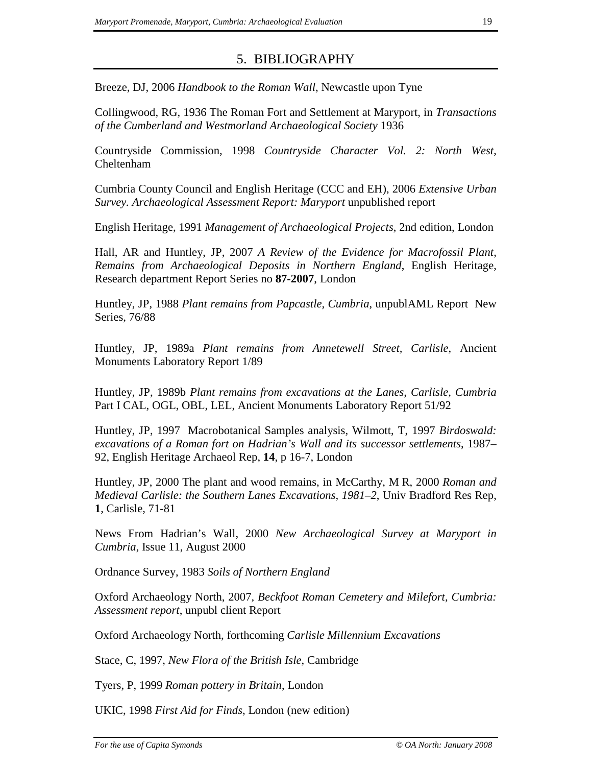# 5. BIBLIOGRAPHY

Breeze, DJ, 2006 *Handbook to the Roman Wall*, Newcastle upon Tyne

Collingwood, RG, 1936 The Roman Fort and Settlement at Maryport, in *Transactions of the Cumberland and Westmorland Archaeological Society* 1936

Countryside Commission, 1998 *Countryside Character Vol. 2: North West*, Cheltenham

Cumbria County Council and English Heritage (CCC and EH), 2006 *Extensive Urban Survey. Archaeological Assessment Report: Maryport* unpublished report

English Heritage, 1991 *Management of Archaeological Projects*, 2nd edition, London

Hall, AR and Huntley, JP, 2007 *A Review of the Evidence for Macrofossil Plant, Remains from Archaeological Deposits in Northern England*, English Heritage, Research department Report Series no **87-2007**, London

Huntley, JP, 1988 *Plant remains from Papcastle, Cumbria*, unpublAML Report New Series, 76/88

Huntley, JP, 1989a *Plant remains from Annetewell Street, Carlisle*, Ancient Monuments Laboratory Report 1/89

Huntley, JP, 1989b *Plant remains from excavations at the Lanes, Carlisle, Cumbria* Part I CAL, OGL, OBL, LEL, Ancient Monuments Laboratory Report 51/92

Huntley, JP, 1997 Macrobotanical Samples analysis, Wilmott, T, 1997 *Birdoswald: excavations of a Roman fort on Hadrian's Wall and its successor settlements*, 1987–92, English Heritage Archaeol Rep, **14**, p 16-7, London

Huntley, JP, 2000 The plant and wood remains, in McCarthy, M R, 2000 *Roman and Medieval Carlisle: the Southern Lanes Excavations, 1981–2*, Univ Bradford Res Rep, **1**, Carlisle, 71-81

News From Hadrian's Wall, 2000 *New Archaeological Survey at Maryport in Cumbria*, Issue 11, August 2000

Ordnance Survey, 1983 *Soils of Northern England*

Oxford Archaeology North, 2007, *Beckfoot Roman Cemetery and Milefort, Cumbria: Assessment report*, unpubl client Report

Oxford Archaeology North, forthcoming *Carlisle Millennium Excavations*

Stace, C, 1997, *New Flora of the British Isle*, Cambridge

Tyers, P, 1999 *Roman pottery in Britain*, London

UKIC, 1998 *First Aid for Finds*, London (new edition)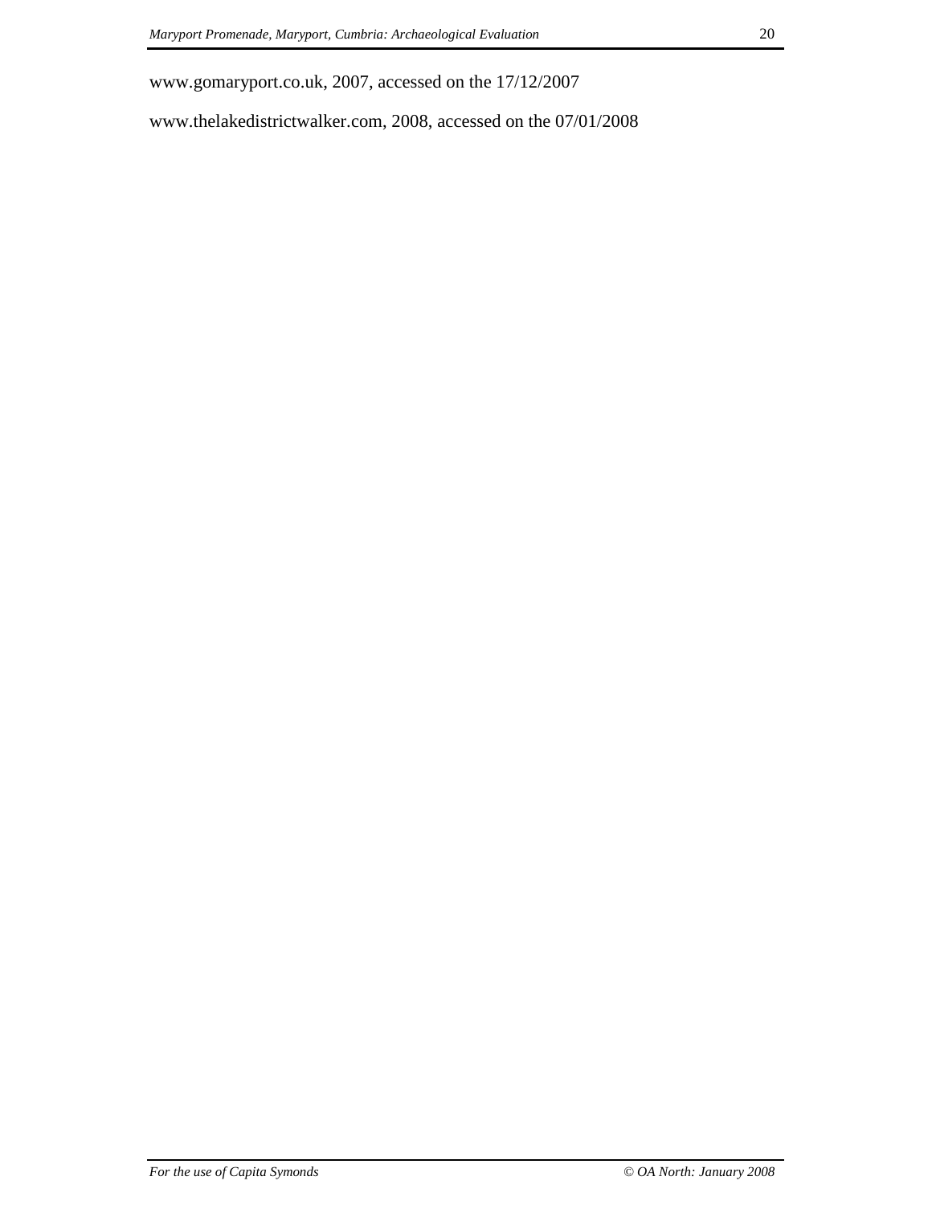www.gomaryport.co.uk, 2007, accessed on the 17/12/2007

www.thelakedistrictwalker.com, 2008, accessed on the 07/01/2008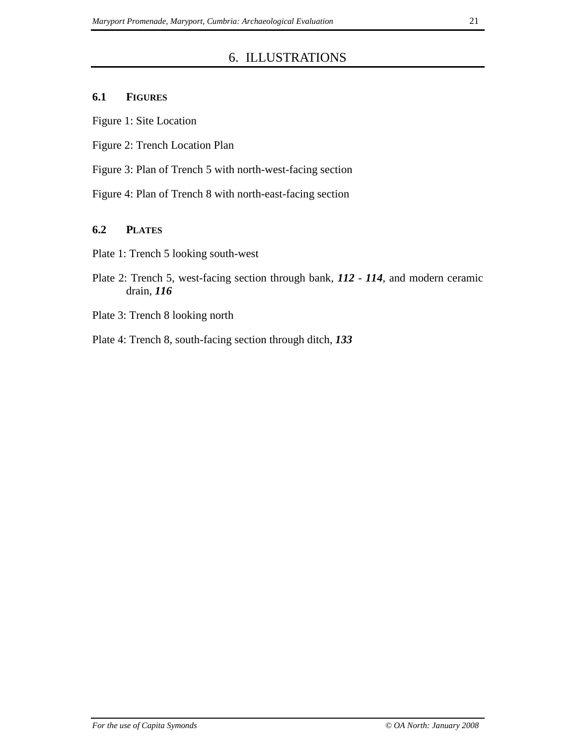# 6. ILLUSTRATIONS

## 6.1 FIGURES

Figure 1: Site Location

Figure 2: Trench Location Plan

Figure 3: Plan of Trench 5 with north-west-facing section

Figure 4: Plan of Trench 8 with north-east-facing section

## 6.2 PLATES

Plate 1: Trench 5 looking south-west

Plate 2: Trench 5, west-facing section through bank, ***112*** - ***114***, and modern ceramic drain, ***116***

Plate 3: Trench 8 looking north

Plate 4: Trench 8, south-facing section through ditch, ***133***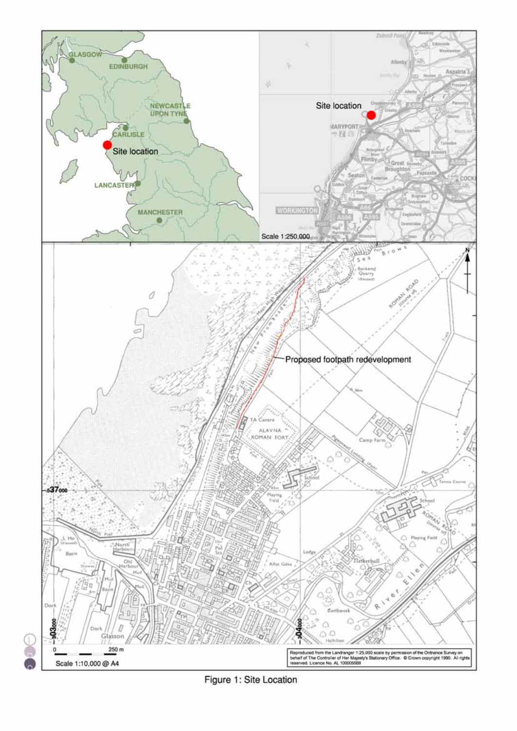Figure 1: Site Location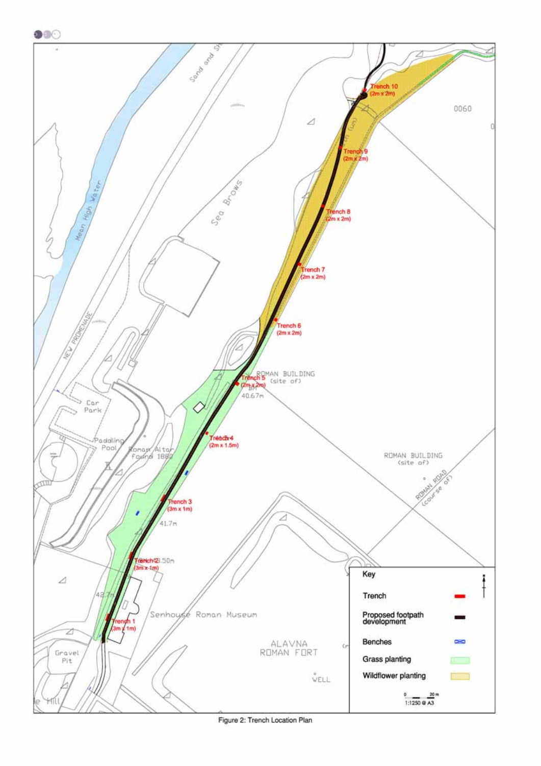Figure 2: Trench Location Plan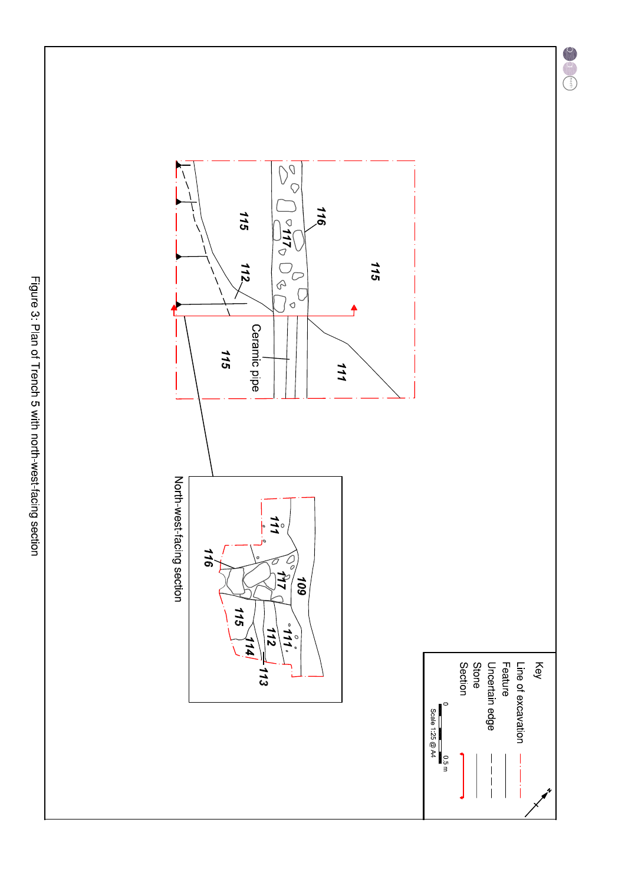Key

Line of excavation
Feature
Uncertain edge
Stone
Section

0 0.5 m
Scale 1:25 @ A4

115

116

115

117

112

Ceramic pipe

115

111

111

109

116

117

111

115

112

114

113

North-west-facing section

Figure 3: Plan of Trench 5 with north-west-facing section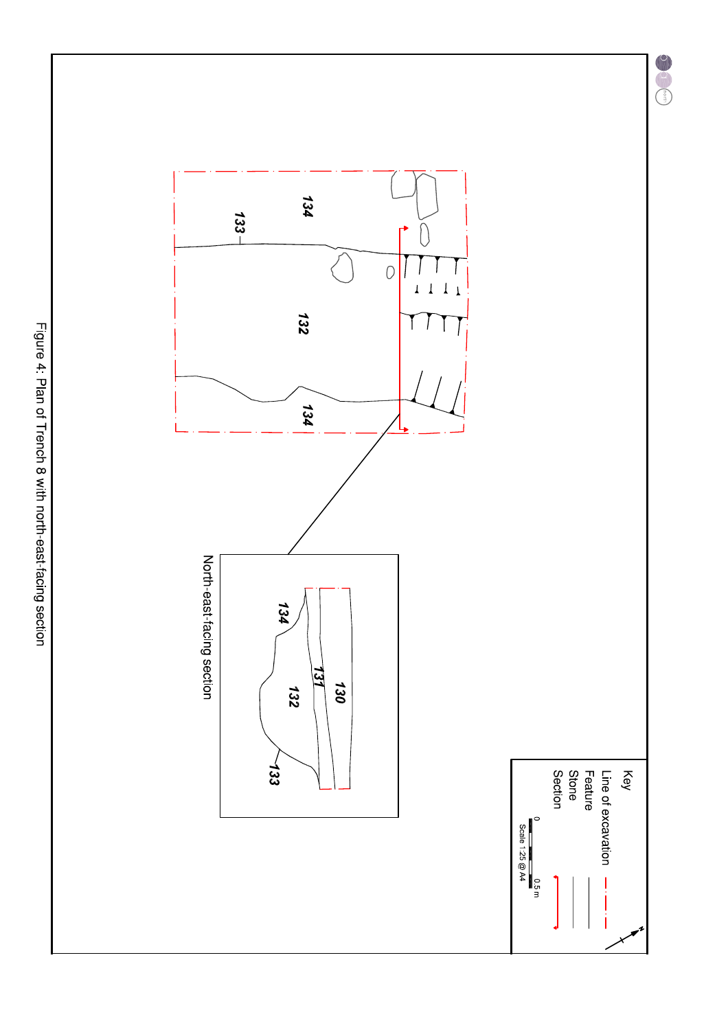134

133

132

134

North-east-facing section

134

131

130

132

133

Key

Line of excavation

Feature

Stone

Section

0 0.5 m

Scale 1:25 @ A4

N

Figure 4: Plan of Trench 8 with north-east-facing section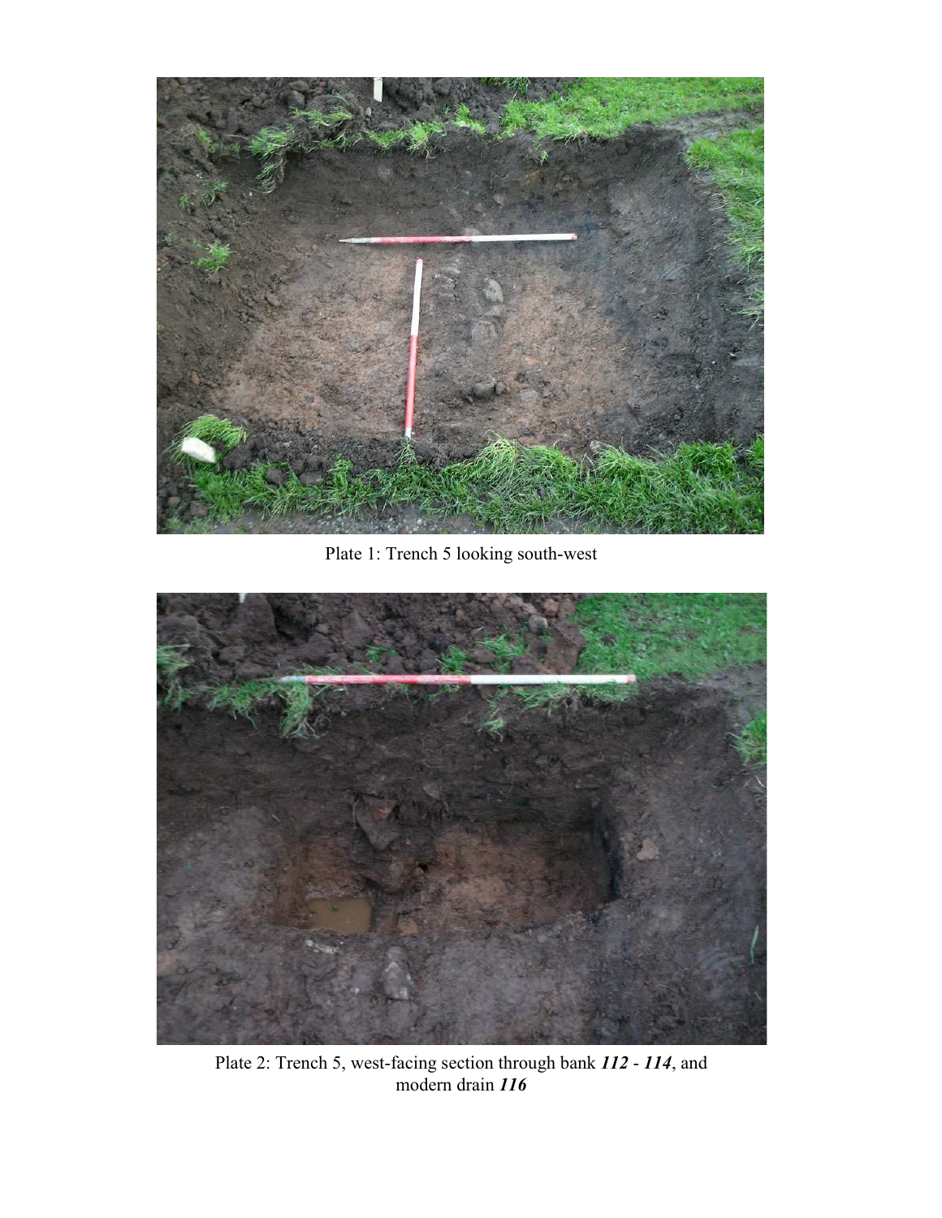Plate 1: Trench 5 looking south-west

Plate 2: Trench 5, west-facing section through bank ***112*** - ***114***, and modern drain ***116***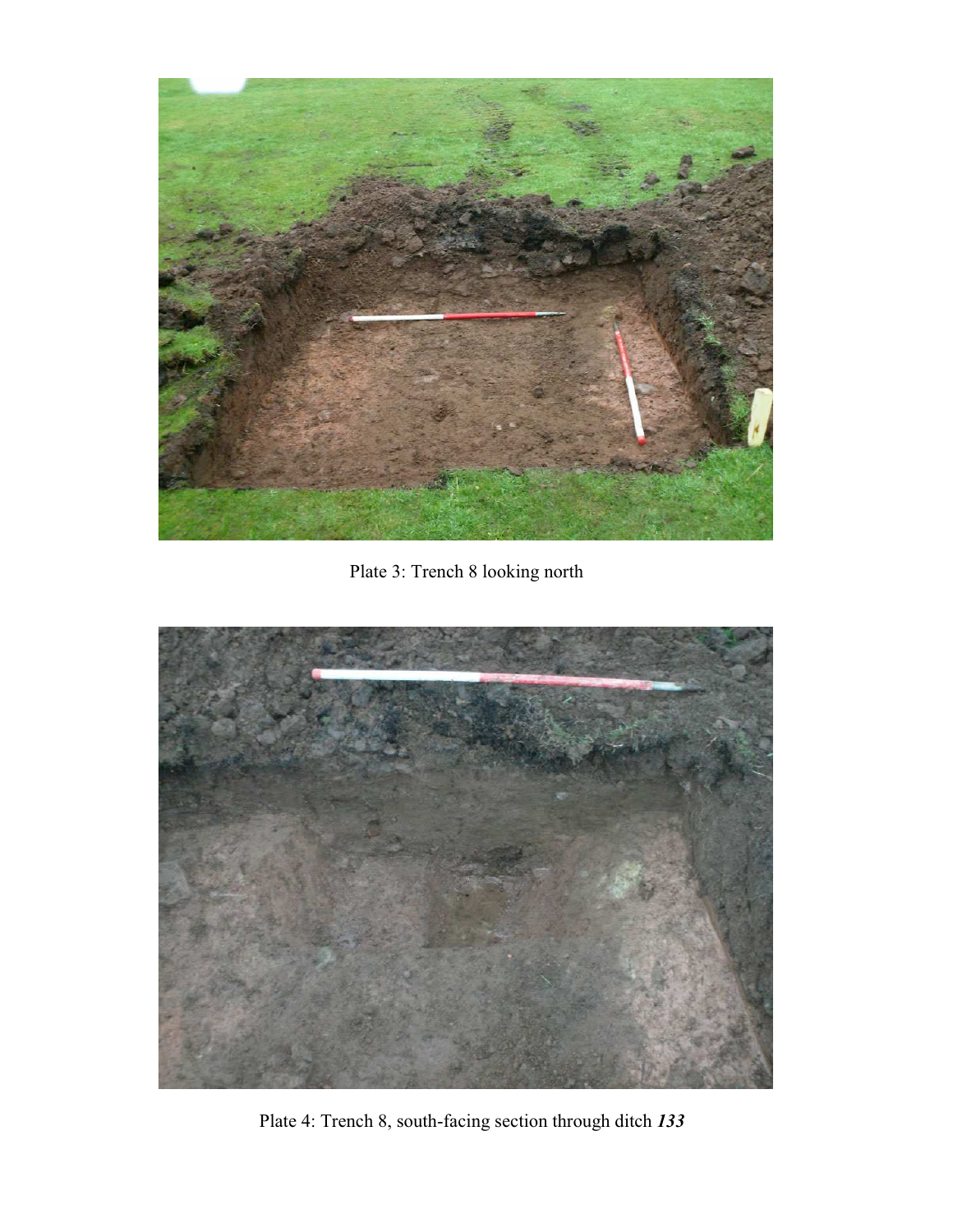Plate 3: Trench 8 looking north

Plate 4: Trench 8, south-facing section through ditch ***133***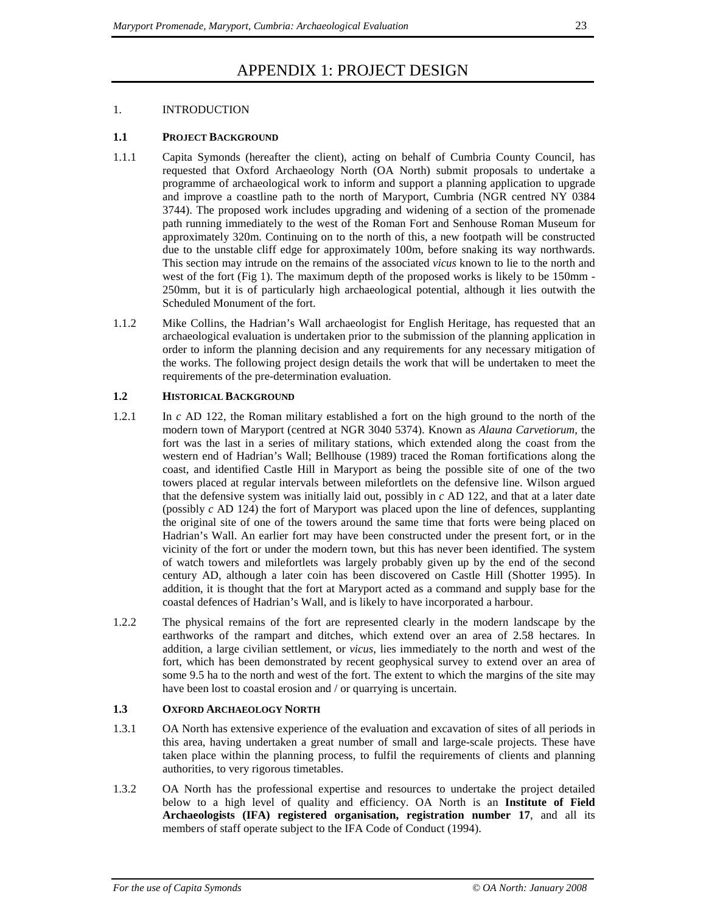# APPENDIX 1: PROJECT DESIGN

## 1. INTRODUCTION

### 1.1 PROJECT BACKGROUND

1.1.1 Capita Symonds (hereafter the client), acting on behalf of Cumbria County Council, has requested that Oxford Archaeology North (OA North) submit proposals to undertake a programme of archaeological work to inform and support a planning application to upgrade and improve a coastline path to the north of Maryport, Cumbria (NGR centred NY 0384 3744). The proposed work includes upgrading and widening of a section of the promenade path running immediately to the west of the Roman Fort and Senhouse Roman Museum for approximately 320m. Continuing on to the north of this, a new footpath will be constructed due to the unstable cliff edge for approximately 100m, before snaking its way northwards. This section may intrude on the remains of the associated *vicus* known to lie to the north and west of the fort (Fig 1). The maximum depth of the proposed works is likely to be 150mm - 250mm, but it is of particularly high archaeological potential, although it lies outwith the Scheduled Monument of the fort.

1.1.2 Mike Collins, the Hadrian's Wall archaeologist for English Heritage, has requested that an archaeological evaluation is undertaken prior to the submission of the planning application in order to inform the planning decision and any requirements for any necessary mitigation of the works. The following project design details the work that will be undertaken to meet the requirements of the pre-determination evaluation.

### 1.2 HISTORICAL BACKGROUND

1.2.1 In *c* AD 122, the Roman military established a fort on the high ground to the north of the modern town of Maryport (centred at NGR 3040 5374). Known as *Alauna Carvetiorum*, the fort was the last in a series of military stations, which extended along the coast from the western end of Hadrian's Wall; Bellhouse (1989) traced the Roman fortifications along the coast, and identified Castle Hill in Maryport as being the possible site of one of the two towers placed at regular intervals between milefortlets on the defensive line. Wilson argued that the defensive system was initially laid out, possibly in *c* AD 122, and that at a later date (possibly *c* AD 124) the fort of Maryport was placed upon the line of defences, supplanting the original site of one of the towers around the same time that forts were being placed on Hadrian's Wall. An earlier fort may have been constructed under the present fort, or in the vicinity of the fort or under the modern town, but this has never been identified. The system of watch towers and milefortlets was largely probably given up by the end of the second century AD, although a later coin has been discovered on Castle Hill (Shotter 1995). In addition, it is thought that the fort at Maryport acted as a command and supply base for the coastal defences of Hadrian's Wall, and is likely to have incorporated a harbour.

1.2.2 The physical remains of the fort are represented clearly in the modern landscape by the earthworks of the rampart and ditches, which extend over an area of 2.58 hectares. In addition, a large civilian settlement, or *vicus*, lies immediately to the north and west of the fort, which has been demonstrated by recent geophysical survey to extend over an area of some 9.5 ha to the north and west of the fort. The extent to which the margins of the site may have been lost to coastal erosion and / or quarrying is uncertain.

### 1.3 OXFORD ARCHAEOLOGY NORTH

1.3.1 OA North has extensive experience of the evaluation and excavation of sites of all periods in this area, having undertaken a great number of small and large-scale projects. These have taken place within the planning process, to fulfil the requirements of clients and planning authorities, to very rigorous timetables.

1.3.2 OA North has the professional expertise and resources to undertake the project detailed below to a high level of quality and efficiency. OA North is an **Institute of Field Archaeologists (IFA) registered organisation, registration number 17**, and all its members of staff operate subject to the IFA Code of Conduct (1994).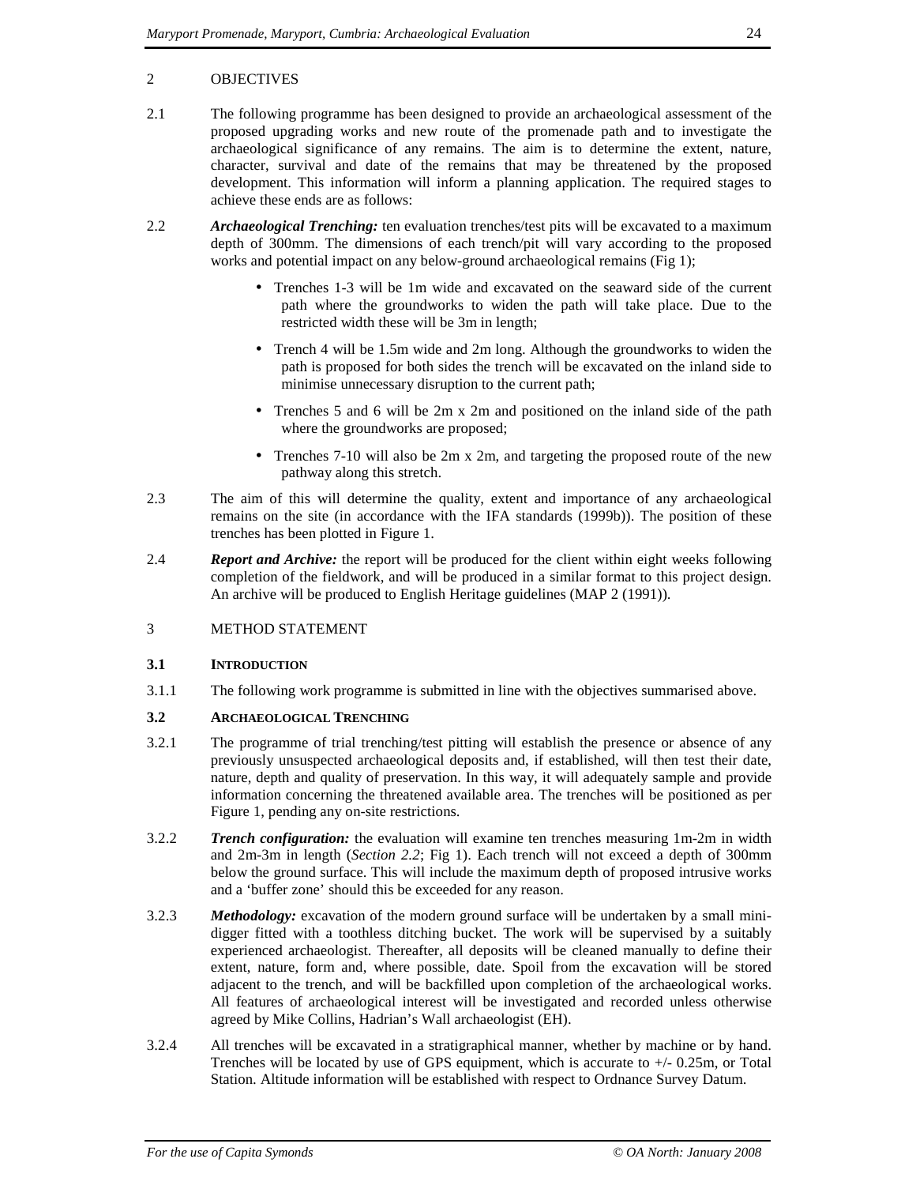## 2 OBJECTIVES

2.1 The following programme has been designed to provide an archaeological assessment of the proposed upgrading works and new route of the promenade path and to investigate the archaeological significance of any remains. The aim is to determine the extent, nature, character, survival and date of the remains that may be threatened by the proposed development. This information will inform a planning application. The required stages to achieve these ends are as follows:

2.2 ***Archaeological Trenching:*** ten evaluation trenches/test pits will be excavated to a maximum depth of 300mm. The dimensions of each trench/pit will vary according to the proposed works and potential impact on any below-ground archaeological remains (Fig 1);

- Trenches 1-3 will be 1m wide and excavated on the seaward side of the current path where the groundworks to widen the path will take place. Due to the restricted width these will be 3m in length;
- Trench 4 will be 1.5m wide and 2m long. Although the groundworks to widen the path is proposed for both sides the trench will be excavated on the inland side to minimise unnecessary disruption to the current path;
- Trenches 5 and 6 will be 2m x 2m and positioned on the inland side of the path where the groundworks are proposed;
- Trenches 7-10 will also be 2m x 2m, and targeting the proposed route of the new pathway along this stretch.

2.3 The aim of this will determine the quality, extent and importance of any archaeological remains on the site (in accordance with the IFA standards (1999b)). The position of these trenches has been plotted in Figure 1.

2.4 ***Report and Archive:*** the report will be produced for the client within eight weeks following completion of the fieldwork, and will be produced in a similar format to this project design. An archive will be produced to English Heritage guidelines (MAP 2 (1991)).

## 3 METHOD STATEMENT

### 3.1 INTRODUCTION

3.1.1 The following work programme is submitted in line with the objectives summarised above.

### 3.2 ARCHAEOLOGICAL TRENCHING

3.2.1 The programme of trial trenching/test pitting will establish the presence or absence of any previously unsuspected archaeological deposits and, if established, will then test their date, nature, depth and quality of preservation. In this way, it will adequately sample and provide information concerning the threatened available area. The trenches will be positioned as per Figure 1, pending any on-site restrictions.

3.2.2 ***Trench configuration:*** the evaluation will examine ten trenches measuring 1m-2m in width and 2m-3m in length (*Section 2.2*; Fig 1). Each trench will not exceed a depth of 300mm below the ground surface. This will include the maximum depth of proposed intrusive works and a 'buffer zone' should this be exceeded for any reason.

3.2.3 ***Methodology:*** excavation of the modern ground surface will be undertaken by a small mini-digger fitted with a toothless ditching bucket. The work will be supervised by a suitably experienced archaeologist. Thereafter, all deposits will be cleaned manually to define their extent, nature, form and, where possible, date. Spoil from the excavation will be stored adjacent to the trench, and will be backfilled upon completion of the archaeological works. All features of archaeological interest will be investigated and recorded unless otherwise agreed by Mike Collins, Hadrian's Wall archaeologist (EH).

3.2.4 All trenches will be excavated in a stratigraphical manner, whether by machine or by hand. Trenches will be located by use of GPS equipment, which is accurate to +/- 0.25m, or Total Station. Altitude information will be established with respect to Ordnance Survey Datum.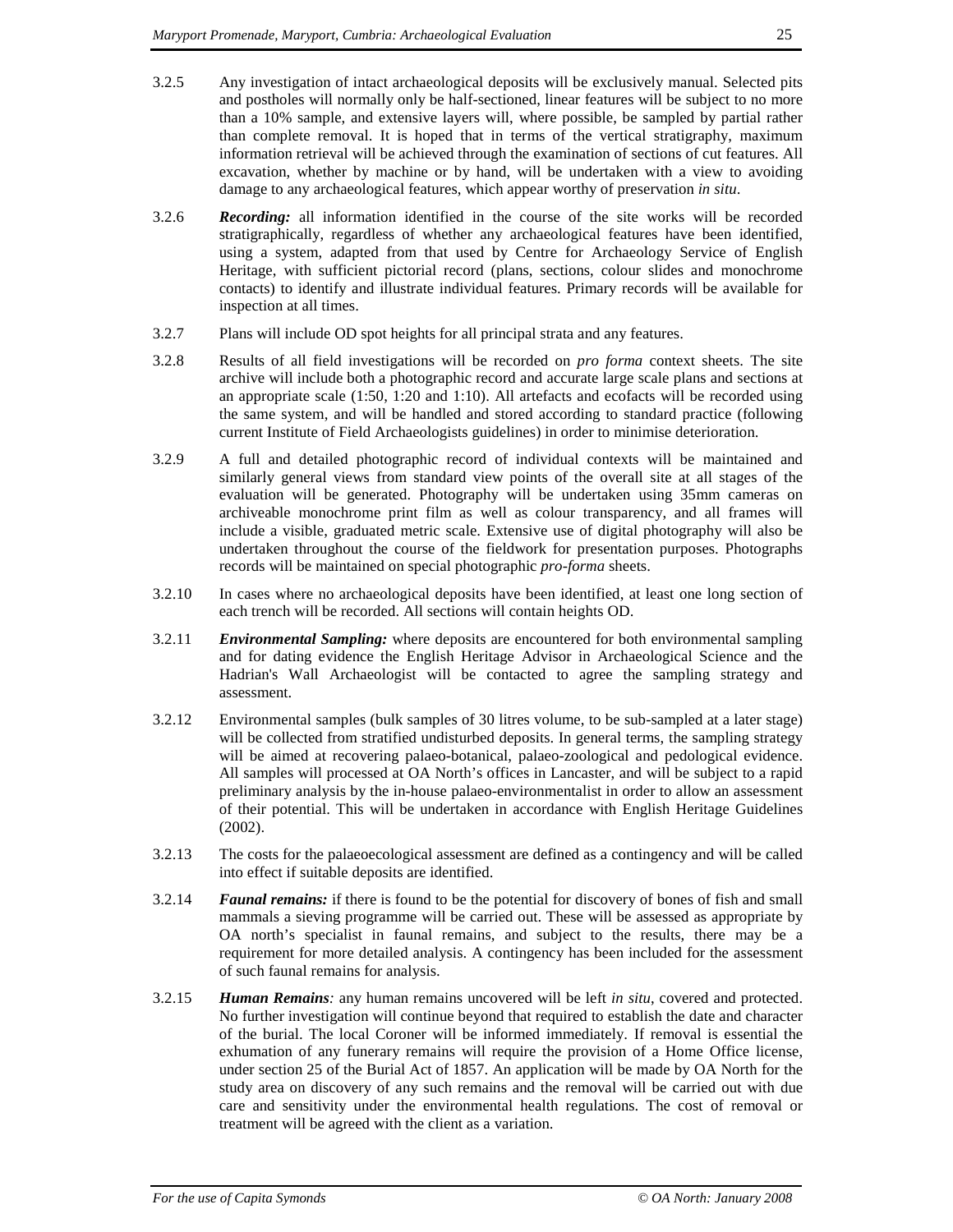3.2.5 Any investigation of intact archaeological deposits will be exclusively manual. Selected pits and postholes will normally only be half-sectioned, linear features will be subject to no more than a 10% sample, and extensive layers will, where possible, be sampled by partial rather than complete removal. It is hoped that in terms of the vertical stratigraphy, maximum information retrieval will be achieved through the examination of sections of cut features. All excavation, whether by machine or by hand, will be undertaken with a view to avoiding damage to any archaeological features, which appear worthy of preservation *in situ*.

3.2.6 ***Recording:*** all information identified in the course of the site works will be recorded stratigraphically, regardless of whether any archaeological features have been identified, using a system, adapted from that used by Centre for Archaeology Service of English Heritage, with sufficient pictorial record (plans, sections, colour slides and monochrome contacts) to identify and illustrate individual features. Primary records will be available for inspection at all times.

3.2.7 Plans will include OD spot heights for all principal strata and any features.

3.2.8 Results of all field investigations will be recorded on *pro forma* context sheets. The site archive will include both a photographic record and accurate large scale plans and sections at an appropriate scale (1:50, 1:20 and 1:10). All artefacts and ecofacts will be recorded using the same system, and will be handled and stored according to standard practice (following current Institute of Field Archaeologists guidelines) in order to minimise deterioration.

3.2.9 A full and detailed photographic record of individual contexts will be maintained and similarly general views from standard view points of the overall site at all stages of the evaluation will be generated. Photography will be undertaken using 35mm cameras on archiveable monochrome print film as well as colour transparency, and all frames will include a visible, graduated metric scale. Extensive use of digital photography will also be undertaken throughout the course of the fieldwork for presentation purposes. Photographs records will be maintained on special photographic *pro-forma* sheets.

3.2.10 In cases where no archaeological deposits have been identified, at least one long section of each trench will be recorded. All sections will contain heights OD.

3.2.11 ***Environmental Sampling:*** where deposits are encountered for both environmental sampling and for dating evidence the English Heritage Advisor in Archaeological Science and the Hadrian's Wall Archaeologist will be contacted to agree the sampling strategy and assessment.

3.2.12 Environmental samples (bulk samples of 30 litres volume, to be sub-sampled at a later stage) will be collected from stratified undisturbed deposits. In general terms, the sampling strategy will be aimed at recovering palaeo-botanical, palaeo-zoological and pedological evidence. All samples will processed at OA North's offices in Lancaster, and will be subject to a rapid preliminary analysis by the in-house palaeo-environmentalist in order to allow an assessment of their potential. This will be undertaken in accordance with English Heritage Guidelines (2002).

3.2.13 The costs for the palaeoecological assessment are defined as a contingency and will be called into effect if suitable deposits are identified.

3.2.14 ***Faunal remains:*** if there is found to be the potential for discovery of bones of fish and small mammals a sieving programme will be carried out. These will be assessed as appropriate by OA north's specialist in faunal remains, and subject to the results, there may be a requirement for more detailed analysis. A contingency has been included for the assessment of such faunal remains for analysis.

3.2.15 ***Human Remains****:* any human remains uncovered will be left *in situ*, covered and protected. No further investigation will continue beyond that required to establish the date and character of the burial. The local Coroner will be informed immediately. If removal is essential the exhumation of any funerary remains will require the provision of a Home Office license, under section 25 of the Burial Act of 1857. An application will be made by OA North for the study area on discovery of any such remains and the removal will be carried out with due care and sensitivity under the environmental health regulations. The cost of removal or treatment will be agreed with the client as a variation.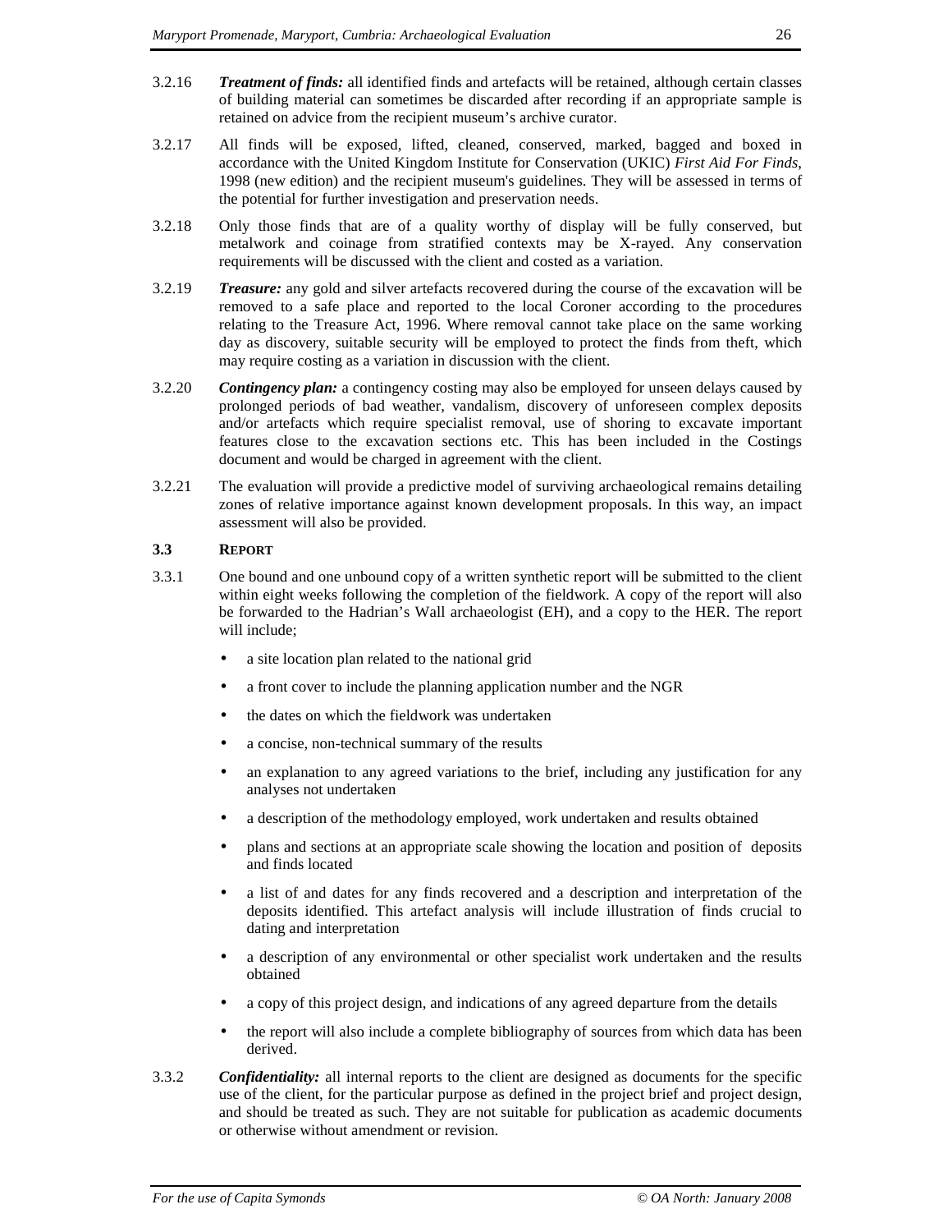3.2.16 ***Treatment of finds:*** all identified finds and artefacts will be retained, although certain classes of building material can sometimes be discarded after recording if an appropriate sample is retained on advice from the recipient museum's archive curator.

3.2.17 All finds will be exposed, lifted, cleaned, conserved, marked, bagged and boxed in accordance with the United Kingdom Institute for Conservation (UKIC) *First Aid For Finds*, 1998 (new edition) and the recipient museum's guidelines. They will be assessed in terms of the potential for further investigation and preservation needs.

3.2.18 Only those finds that are of a quality worthy of display will be fully conserved, but metalwork and coinage from stratified contexts may be X-rayed. Any conservation requirements will be discussed with the client and costed as a variation.

3.2.19 ***Treasure:*** any gold and silver artefacts recovered during the course of the excavation will be removed to a safe place and reported to the local Coroner according to the procedures relating to the Treasure Act, 1996. Where removal cannot take place on the same working day as discovery, suitable security will be employed to protect the finds from theft, which may require costing as a variation in discussion with the client.

3.2.20 ***Contingency plan:*** a contingency costing may also be employed for unseen delays caused by prolonged periods of bad weather, vandalism, discovery of unforeseen complex deposits and/or artefacts which require specialist removal, use of shoring to excavate important features close to the excavation sections etc. This has been included in the Costings document and would be charged in agreement with the client.

3.2.21 The evaluation will provide a predictive model of surviving archaeological remains detailing zones of relative importance against known development proposals. In this way, an impact assessment will also be provided.

### 3.3 REPORT

3.3.1 One bound and one unbound copy of a written synthetic report will be submitted to the client within eight weeks following the completion of the fieldwork. A copy of the report will also be forwarded to the Hadrian's Wall archaeologist (EH), and a copy to the HER. The report will include;

- a site location plan related to the national grid
- a front cover to include the planning application number and the NGR
- the dates on which the fieldwork was undertaken
- a concise, non-technical summary of the results
- an explanation to any agreed variations to the brief, including any justification for any analyses not undertaken
- a description of the methodology employed, work undertaken and results obtained
- plans and sections at an appropriate scale showing the location and position of deposits and finds located
- a list of and dates for any finds recovered and a description and interpretation of the deposits identified. This artefact analysis will include illustration of finds crucial to dating and interpretation
- a description of any environmental or other specialist work undertaken and the results obtained
- a copy of this project design, and indications of any agreed departure from the details
- the report will also include a complete bibliography of sources from which data has been derived.

3.3.2 ***Confidentiality:*** all internal reports to the client are designed as documents for the specific use of the client, for the particular purpose as defined in the project brief and project design, and should be treated as such. They are not suitable for publication as academic documents or otherwise without amendment or revision.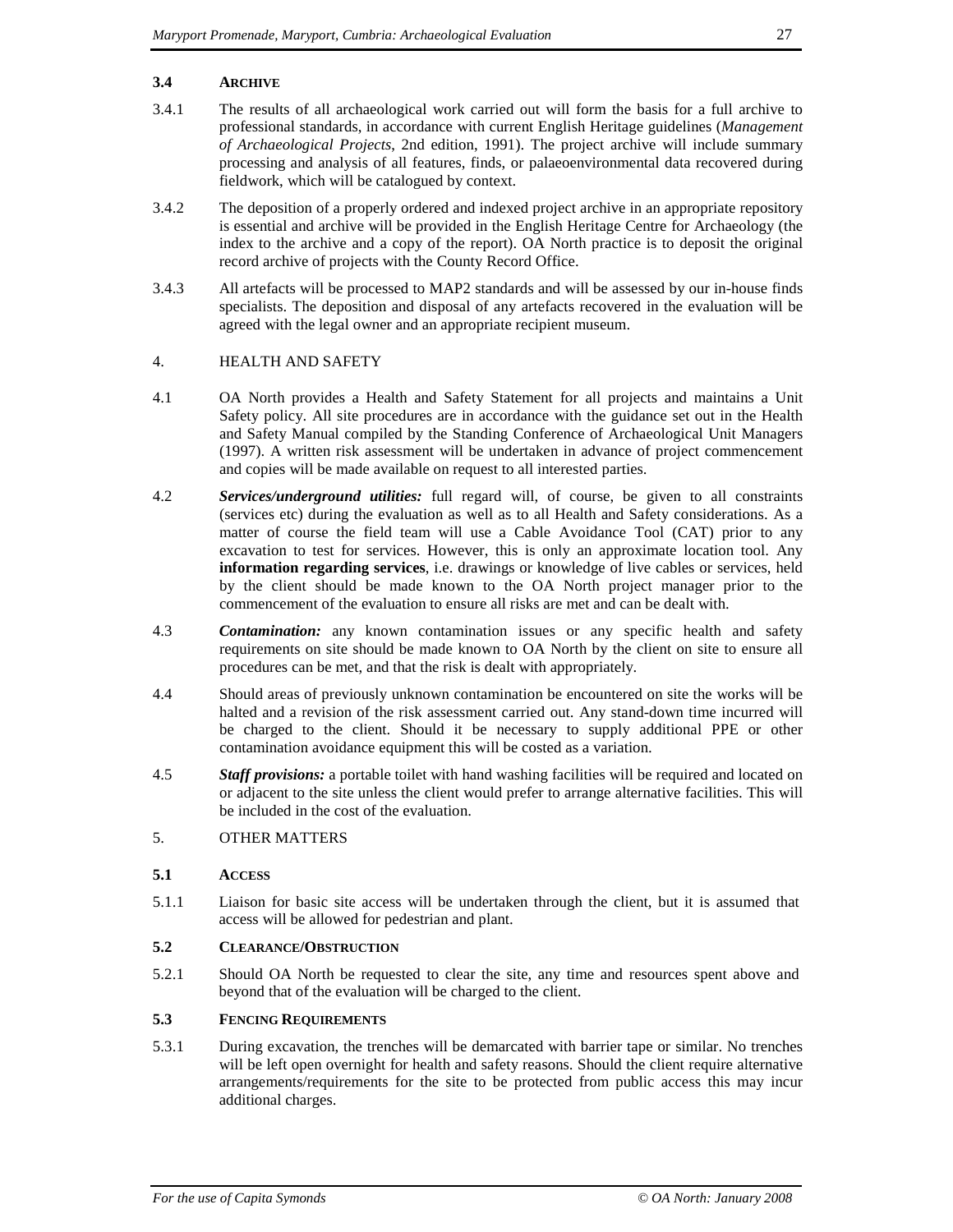### 3.4 ARCHIVE

3.4.1 The results of all archaeological work carried out will form the basis for a full archive to professional standards, in accordance with current English Heritage guidelines (*Management of Archaeological Projects*, 2nd edition, 1991). The project archive will include summary processing and analysis of all features, finds, or palaeoenvironmental data recovered during fieldwork, which will be catalogued by context.

3.4.2 The deposition of a properly ordered and indexed project archive in an appropriate repository is essential and archive will be provided in the English Heritage Centre for Archaeology (the index to the archive and a copy of the report). OA North practice is to deposit the original record archive of projects with the County Record Office.

3.4.3 All artefacts will be processed to MAP2 standards and will be assessed by our in-house finds specialists. The deposition and disposal of any artefacts recovered in the evaluation will be agreed with the legal owner and an appropriate recipient museum.

## 4. HEALTH AND SAFETY

4.1 OA North provides a Health and Safety Statement for all projects and maintains a Unit Safety policy. All site procedures are in accordance with the guidance set out in the Health and Safety Manual compiled by the Standing Conference of Archaeological Unit Managers (1997). A written risk assessment will be undertaken in advance of project commencement and copies will be made available on request to all interested parties.

4.2 ***Services/underground utilities:*** full regard will, of course, be given to all constraints (services etc) during the evaluation as well as to all Health and Safety considerations. As a matter of course the field team will use a Cable Avoidance Tool (CAT) prior to any excavation to test for services. However, this is only an approximate location tool. Any **information regarding services**, i.e. drawings or knowledge of live cables or services, held by the client should be made known to the OA North project manager prior to the commencement of the evaluation to ensure all risks are met and can be dealt with.

4.3 ***Contamination:*** any known contamination issues or any specific health and safety requirements on site should be made known to OA North by the client on site to ensure all procedures can be met, and that the risk is dealt with appropriately.

4.4 Should areas of previously unknown contamination be encountered on site the works will be halted and a revision of the risk assessment carried out. Any stand-down time incurred will be charged to the client. Should it be necessary to supply additional PPE or other contamination avoidance equipment this will be costed as a variation.

4.5 ***Staff provisions:*** a portable toilet with hand washing facilities will be required and located on or adjacent to the site unless the client would prefer to arrange alternative facilities. This will be included in the cost of the evaluation.

## 5. OTHER MATTERS

### 5.1 ACCESS

5.1.1 Liaison for basic site access will be undertaken through the client, but it is assumed that access will be allowed for pedestrian and plant.

### 5.2 CLEARANCE/OBSTRUCTION

5.2.1 Should OA North be requested to clear the site, any time and resources spent above and beyond that of the evaluation will be charged to the client.

### 5.3 FENCING REQUIREMENTS

5.3.1 During excavation, the trenches will be demarcated with barrier tape or similar. No trenches will be left open overnight for health and safety reasons. Should the client require alternative arrangements/requirements for the site to be protected from public access this may incur additional charges.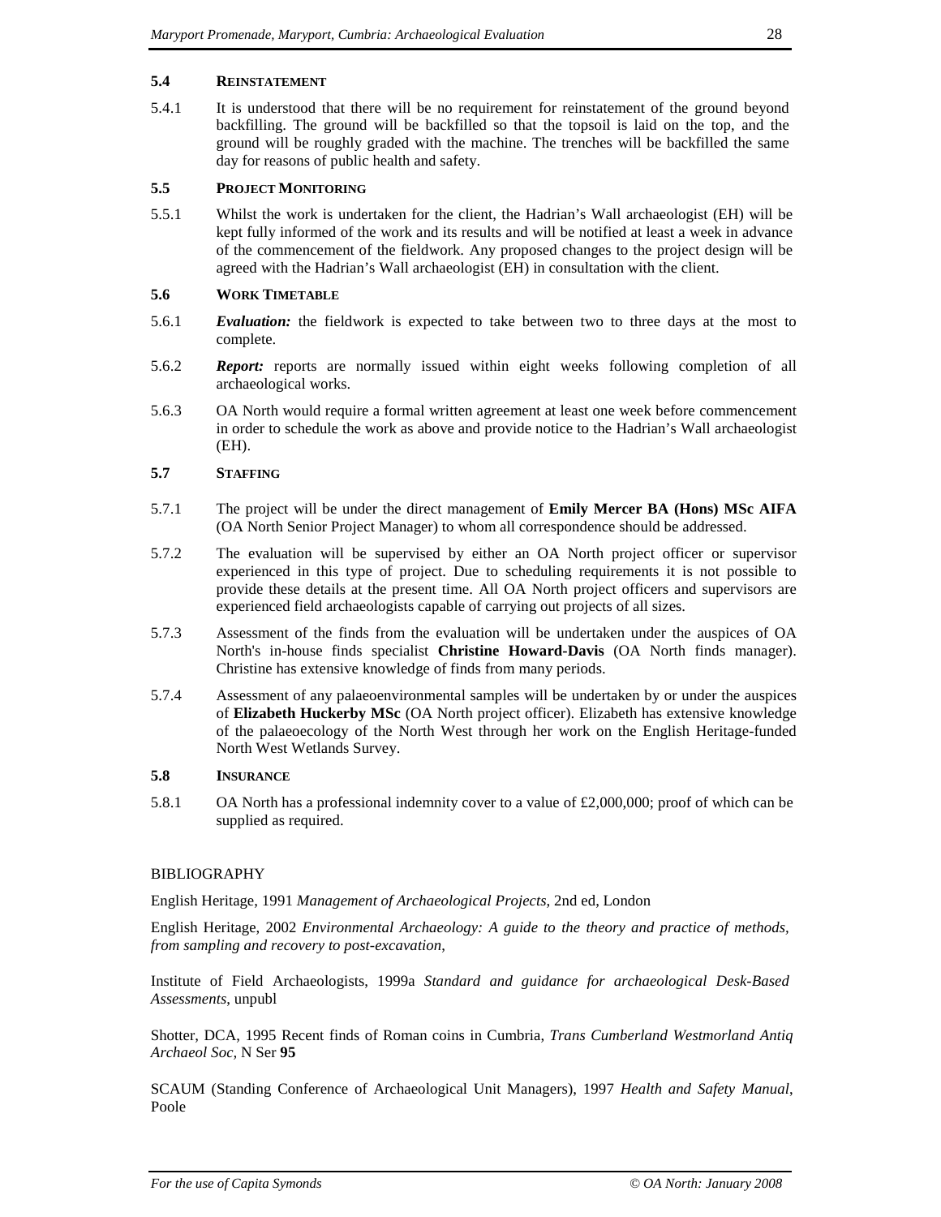### 5.4 REINSTATEMENT

5.4.1 It is understood that there will be no requirement for reinstatement of the ground beyond backfilling. The ground will be backfilled so that the topsoil is laid on the top, and the ground will be roughly graded with the machine. The trenches will be backfilled the same day for reasons of public health and safety.

### 5.5 PROJECT MONITORING

5.5.1 Whilst the work is undertaken for the client, the Hadrian's Wall archaeologist (EH) will be kept fully informed of the work and its results and will be notified at least a week in advance of the commencement of the fieldwork. Any proposed changes to the project design will be agreed with the Hadrian's Wall archaeologist (EH) in consultation with the client.

### 5.6 WORK TIMETABLE

5.6.1 ***Evaluation:*** the fieldwork is expected to take between two to three days at the most to complete.

5.6.2 ***Report:*** reports are normally issued within eight weeks following completion of all archaeological works.

5.6.3 OA North would require a formal written agreement at least one week before commencement in order to schedule the work as above and provide notice to the Hadrian's Wall archaeologist (EH).

### 5.7 STAFFING

5.7.1 The project will be under the direct management of **Emily Mercer BA (Hons) MSc AIFA** (OA North Senior Project Manager) to whom all correspondence should be addressed.

5.7.2 The evaluation will be supervised by either an OA North project officer or supervisor experienced in this type of project. Due to scheduling requirements it is not possible to provide these details at the present time. All OA North project officers and supervisors are experienced field archaeologists capable of carrying out projects of all sizes.

5.7.3 Assessment of the finds from the evaluation will be undertaken under the auspices of OA North's in-house finds specialist **Christine Howard-Davis** (OA North finds manager). Christine has extensive knowledge of finds from many periods.

5.7.4 Assessment of any palaeoenvironmental samples will be undertaken by or under the auspices of **Elizabeth Huckerby MSc** (OA North project officer). Elizabeth has extensive knowledge of the palaeoecology of the North West through her work on the English Heritage-funded North West Wetlands Survey.

### 5.8 INSURANCE

5.8.1 OA North has a professional indemnity cover to a value of £2,000,000; proof of which can be supplied as required.

## BIBLIOGRAPHY

English Heritage, 1991 *Management of Archaeological Projects*, 2nd ed, London

English Heritage, 2002 *Environmental Archaeology: A guide to the theory and practice of methods, from sampling and recovery to post-excavation*,

Institute of Field Archaeologists, 1999a *Standard and guidance for archaeological Desk-Based Assessments*, unpubl

Shotter, DCA, 1995 Recent finds of Roman coins in Cumbria, *Trans Cumberland Westmorland Antiq Archaeol Soc*, N Ser **95**

SCAUM (Standing Conference of Archaeological Unit Managers), 1997 *Health and Safety Manual*, Poole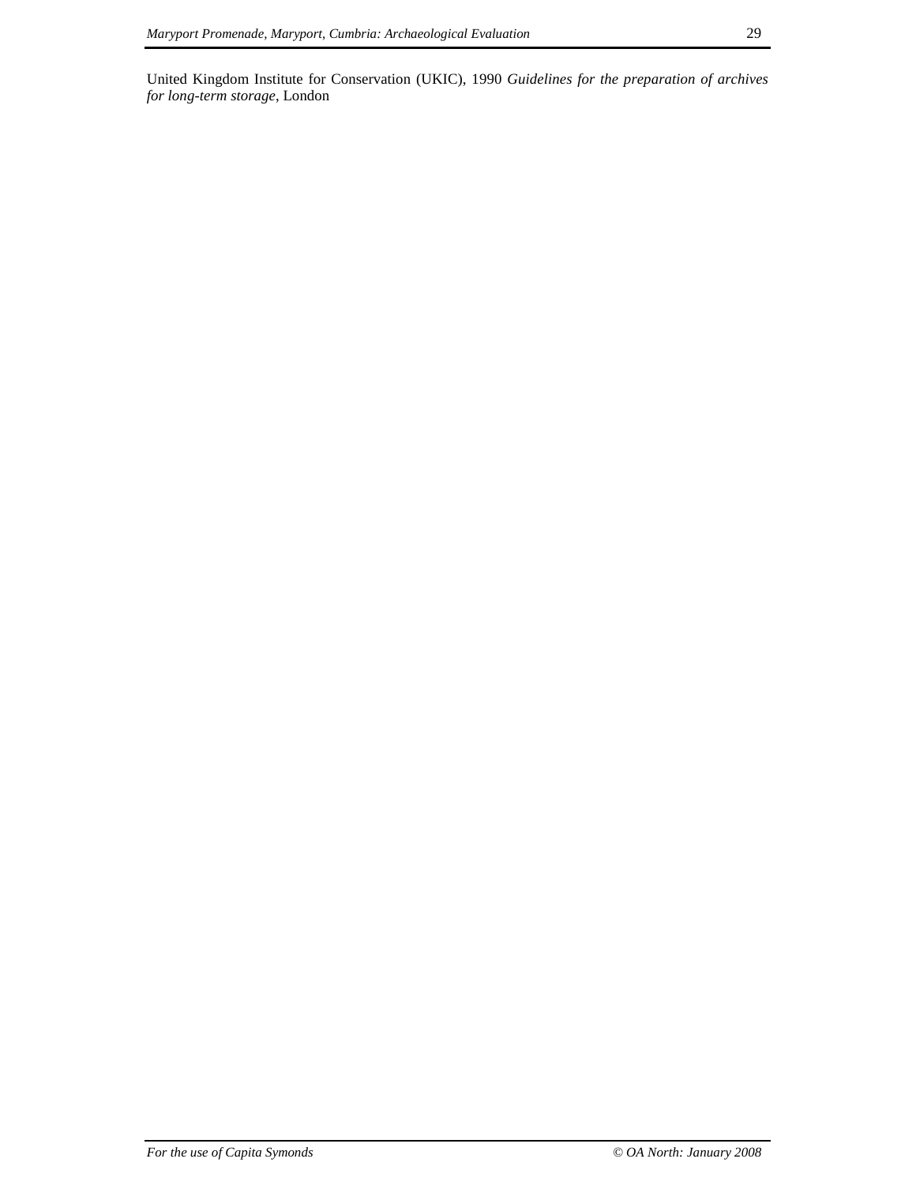United Kingdom Institute for Conservation (UKIC), 1990 *Guidelines for the preparation of archives for long-term storage*, London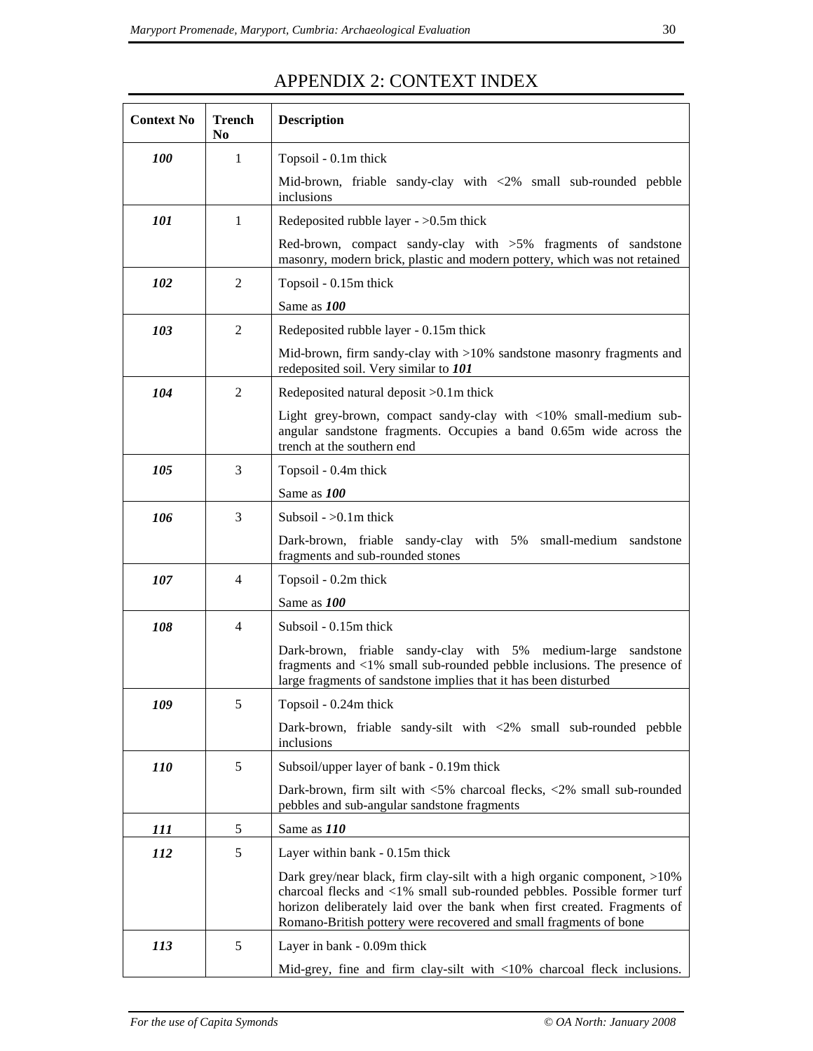# APPENDIX 2: CONTEXT INDEX

| Context No | Trench No | Description |
|---|---|---|
| ***100*** | 1 | Topsoil - 0.1m thick<br><br>Mid-brown, friable sandy-clay with <2% small sub-rounded pebble inclusions |
| ***101*** | 1 | Redeposited rubble layer - >0.5m thick<br><br>Red-brown, compact sandy-clay with >5% fragments of sandstone masonry, modern brick, plastic and modern pottery, which was not retained |
| ***102*** | 2 | Topsoil - 0.15m thick<br><br>Same as ***100*** |
| ***103*** | 2 | Redeposited rubble layer - 0.15m thick<br><br>Mid-brown, firm sandy-clay with >10% sandstone masonry fragments and redeposited soil. Very similar to ***101*** |
| ***104*** | 2 | Redeposited natural deposit >0.1m thick<br><br>Light grey-brown, compact sandy-clay with <10% small-medium sub-angular sandstone fragments. Occupies a band 0.65m wide across the trench at the southern end |
| ***105*** | 3 | Topsoil - 0.4m thick<br><br>Same as ***100*** |
| ***106*** | 3 | Subsoil - >0.1m thick<br><br>Dark-brown, friable sandy-clay with 5% small-medium sandstone fragments and sub-rounded stones |
| ***107*** | 4 | Topsoil - 0.2m thick<br><br>Same as ***100*** |
| ***108*** | 4 | Subsoil - 0.15m thick<br><br>Dark-brown, friable sandy-clay with 5% medium-large sandstone fragments and <1% small sub-rounded pebble inclusions. The presence of large fragments of sandstone implies that it has been disturbed |
| ***109*** | 5 | Topsoil - 0.24m thick<br><br>Dark-brown, friable sandy-silt with <2% small sub-rounded pebble inclusions |
| ***110*** | 5 | Subsoil/upper layer of bank - 0.19m thick<br><br>Dark-brown, firm silt with <5% charcoal flecks, <2% small sub-rounded pebbles and sub-angular sandstone fragments |
| ***111*** | 5 | Same as ***110*** |
| ***112*** | 5 | Layer within bank - 0.15m thick<br><br>Dark grey/near black, firm clay-silt with a high organic component, >10% charcoal flecks and <1% small sub-rounded pebbles. Possible former turf horizon deliberately laid over the bank when first created. Fragments of Romano-British pottery were recovered and small fragments of bone |
| ***113*** | 5 | Layer in bank - 0.09m thick<br><br>Mid-grey, fine and firm clay-silt with <10% charcoal fleck inclusions. |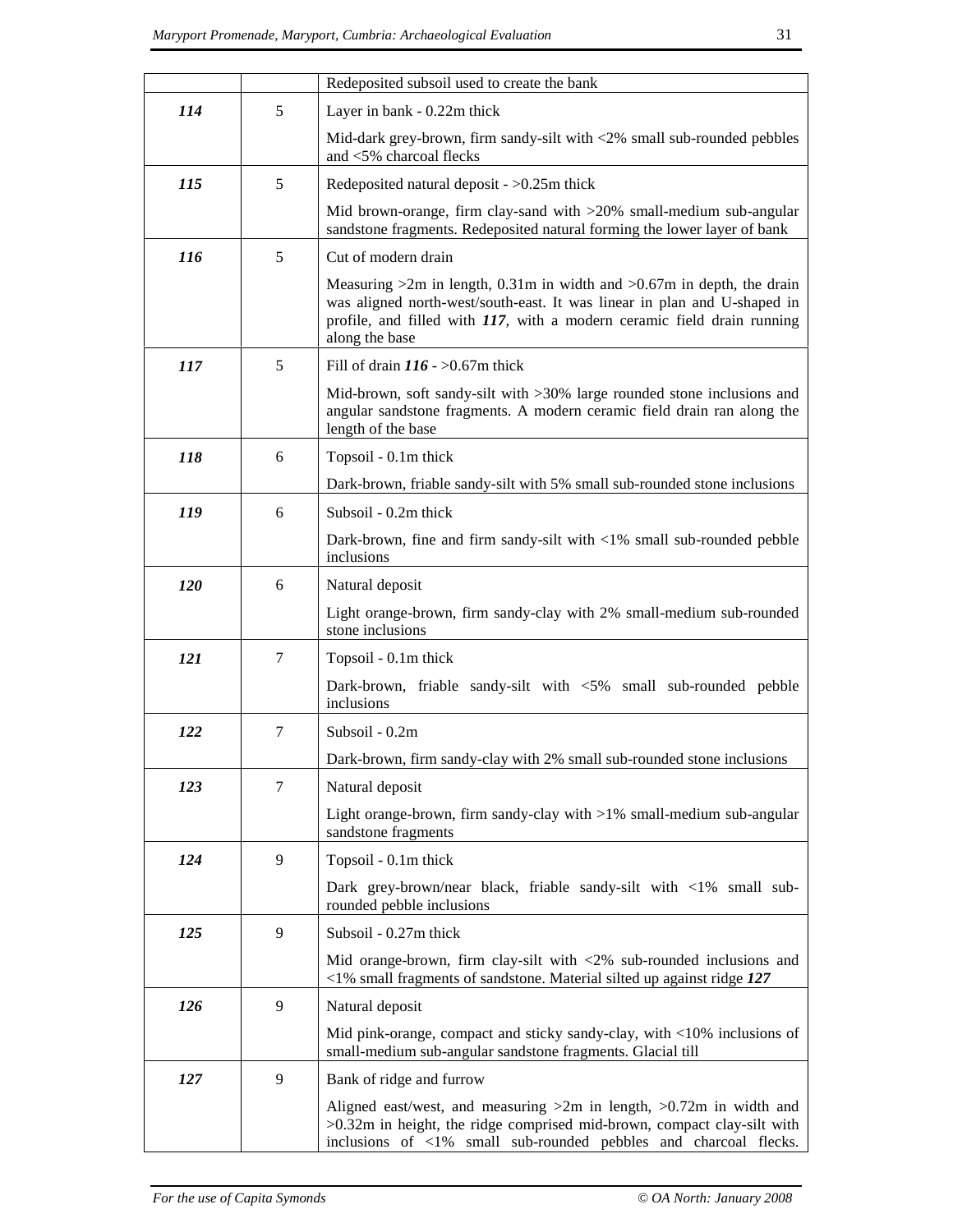| | | |
|---|---|---|
| | | Redeposited subsoil used to create the bank |
| ***114*** | 5 | Layer in bank - 0.22m thick<br><br>Mid-dark grey-brown, firm sandy-silt with <2% small sub-rounded pebbles and <5% charcoal flecks |
| ***115*** | 5 | Redeposited natural deposit - >0.25m thick<br><br>Mid brown-orange, firm clay-sand with >20% small-medium sub-angular sandstone fragments. Redeposited natural forming the lower layer of bank |
| ***116*** | 5 | Cut of modern drain<br><br>Measuring >2m in length, 0.31m in width and >0.67m in depth, the drain was aligned north-west/south-east. It was linear in plan and U-shaped in profile, and filled with ***117***, with a modern ceramic field drain running along the base |
| ***117*** | 5 | Fill of drain ***116*** - >0.67m thick<br><br>Mid-brown, soft sandy-silt with >30% large rounded stone inclusions and angular sandstone fragments. A modern ceramic field drain ran along the length of the base |
| ***118*** | 6 | Topsoil - 0.1m thick<br><br>Dark-brown, friable sandy-silt with 5% small sub-rounded stone inclusions |
| ***119*** | 6 | Subsoil - 0.2m thick<br><br>Dark-brown, fine and firm sandy-silt with <1% small sub-rounded pebble inclusions |
| ***120*** | 6 | Natural deposit<br><br>Light orange-brown, firm sandy-clay with 2% small-medium sub-rounded stone inclusions |
| ***121*** | 7 | Topsoil - 0.1m thick<br><br>Dark-brown, friable sandy-silt with <5% small sub-rounded pebble inclusions |
| ***122*** | 7 | Subsoil - 0.2m<br><br>Dark-brown, firm sandy-clay with 2% small sub-rounded stone inclusions |
| ***123*** | 7 | Natural deposit<br><br>Light orange-brown, firm sandy-clay with >1% small-medium sub-angular sandstone fragments |
| ***124*** | 9 | Topsoil - 0.1m thick<br><br>Dark grey-brown/near black, friable sandy-silt with <1% small sub-rounded pebble inclusions |
| ***125*** | 9 | Subsoil - 0.27m thick<br><br>Mid orange-brown, firm clay-silt with <2% sub-rounded inclusions and <1% small fragments of sandstone. Material silted up against ridge ***127*** |
| ***126*** | 9 | Natural deposit<br><br>Mid pink-orange, compact and sticky sandy-clay, with <10% inclusions of small-medium sub-angular sandstone fragments. Glacial till |
| ***127*** | 9 | Bank of ridge and furrow<br><br>Aligned east/west, and measuring >2m in length, >0.72m in width and >0.32m in height, the ridge comprised mid-brown, compact clay-silt with inclusions of <1% small sub-rounded pebbles and charcoal flecks. |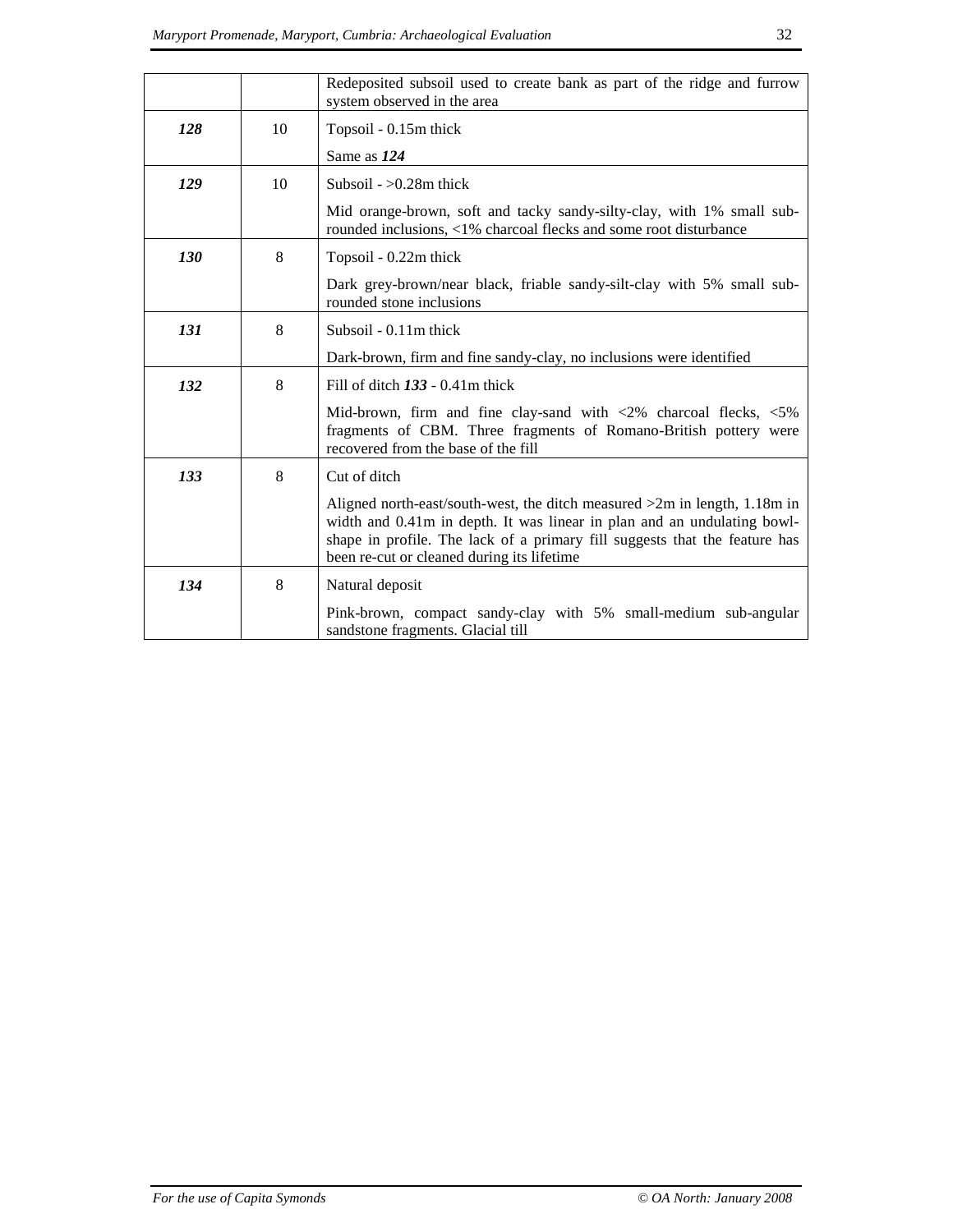| | | |
|---|---|---|
| | | Redeposited subsoil used to create bank as part of the ridge and furrow system observed in the area |
| ***128*** | 10 | Topsoil - 0.15m thick<br><br>Same as ***124*** |
| ***129*** | 10 | Subsoil - >0.28m thick<br><br>Mid orange-brown, soft and tacky sandy-silty-clay, with 1% small sub-rounded inclusions, <1% charcoal flecks and some root disturbance |
| ***130*** | 8 | Topsoil - 0.22m thick<br><br>Dark grey-brown/near black, friable sandy-silt-clay with 5% small sub-rounded stone inclusions |
| ***131*** | 8 | Subsoil - 0.11m thick<br><br>Dark-brown, firm and fine sandy-clay, no inclusions were identified |
| ***132*** | 8 | Fill of ditch ***133*** - 0.41m thick<br><br>Mid-brown, firm and fine clay-sand with <2% charcoal flecks, <5% fragments of CBM. Three fragments of Romano-British pottery were recovered from the base of the fill |
| ***133*** | 8 | Cut of ditch<br><br>Aligned north-east/south-west, the ditch measured >2m in length, 1.18m in width and 0.41m in depth. It was linear in plan and an undulating bowl-shape in profile. The lack of a primary fill suggests that the feature has been re-cut or cleaned during its lifetime |
| ***134*** | 8 | Natural deposit<br><br>Pink-brown, compact sandy-clay with 5% small-medium sub-angular sandstone fragments. Glacial till |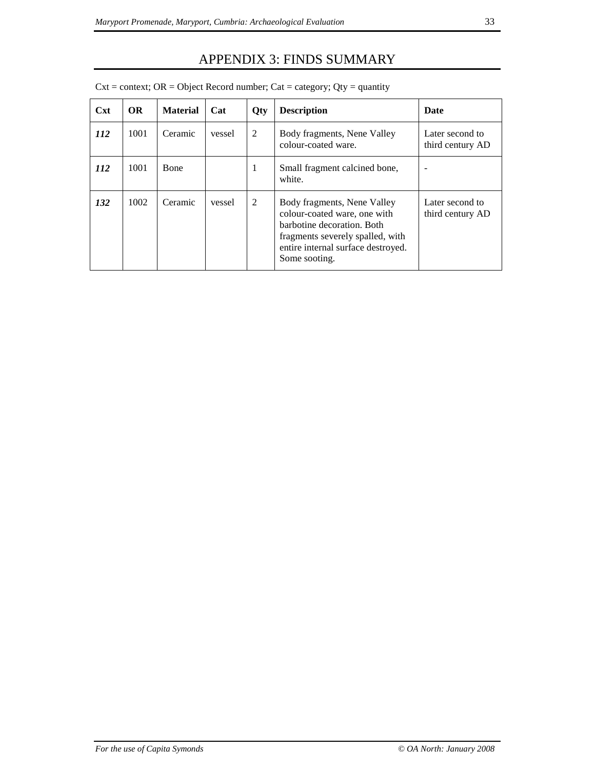# APPENDIX 3: FINDS SUMMARY

Cxt = context; OR = Object Record number; Cat = category; Qty = quantity

| Cxt | OR | Material | Cat | Qty | Description | Date |
|---|---|---|---|---|---|---|
| ***112*** | 1001 | Ceramic | vessel | 2 | Body fragments, Nene Valley colour-coated ware. | Later second to third century AD |
| ***112*** | 1001 | Bone | | 1 | Small fragment calcined bone, white. | - |
| ***132*** | 1002 | Ceramic | vessel | 2 | Body fragments, Nene Valley colour-coated ware, one with barbotine decoration. Both fragments severely spalled, with entire internal surface destroyed. Some sooting. | Later second to third century AD |